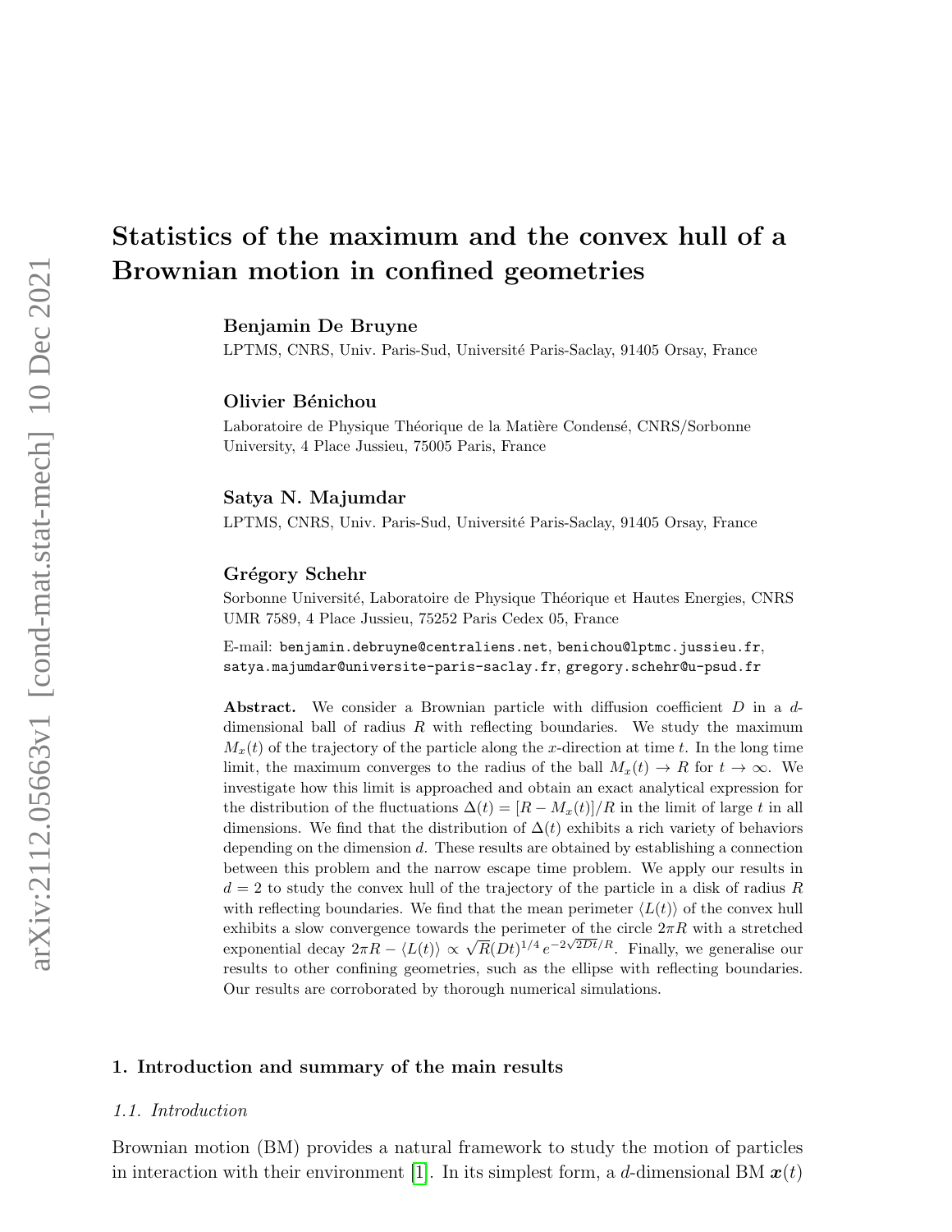# Statistics of the maximum and the convex hull of a Brownian motion in confined geometries

**Benjamin De Bruyne**

LPTMS, CNRS, Univ. Paris-Sud, Université Paris-Saclay, 91405 Orsay, France

**Olivier Bénichou**

Laboratoire de Physique Théorique de la Matière Condensé, CNRS/Sorbonne University, 4 Place Jussieu, 75005 Paris, France

**Satya N. Majumdar**

LPTMS, CNRS, Univ. Paris-Sud, Université Paris-Saclay, 91405 Orsay, France

**Grégory Schehr**

Sorbonne Université, Laboratoire de Physique Théorique et Hautes Energies, CNRS UMR 7589, 4 Place Jussieu, 75252 Paris Cedex 05, France

E-mail: benjamin.debruyne@centraliens.net, benichou@lptmc.jussieu.fr, satya.majumdar@universite-paris-saclay.fr, gregory.schehr@u-psud.fr

**Abstract.** We consider a Brownian particle with diffusion coefficient $D$ in a $d$-dimensional ball of radius $R$ with reflecting boundaries. We study the maximum $M_x(t)$ of the trajectory of the particle along the $x$-direction at time $t$. In the long time limit, the maximum converges to the radius of the ball $M_x(t) \to R$ for $t \to \infty$. We investigate how this limit is approached and obtain an exact analytical expression for the distribution of the fluctuations $\Delta(t) = [R - M_x(t)]/R$ in the limit of large $t$ in all dimensions. We find that the distribution of $\Delta(t)$ exhibits a rich variety of behaviors depending on the dimension $d$. These results are obtained by establishing a connection between this problem and the narrow escape time problem. We apply our results in $d = 2$ to study the convex hull of the trajectory of the particle in a disk of radius $R$ with reflecting boundaries. We find that the mean perimeter $\langle L(t)\rangle$ of the convex hull exhibits a slow convergence towards the perimeter of the circle $2\pi R$ with a stretched exponential decay $2\pi R - \langle L(t)\rangle \propto \sqrt{R}(Dt)^{1/4}\, e^{-2\sqrt{2Dt}/R}$. Finally, we generalise our results to other confining geometries, such as the ellipse with reflecting boundaries. Our results are corroborated by thorough numerical simulations.

## 1. Introduction and summary of the main results

### 1.1. Introduction

Brownian motion (BM) provides a natural framework to study the motion of particles in interaction with their environment [1]. In its simplest form, a $d$-dimensional BM $\boldsymbol{x}(t)$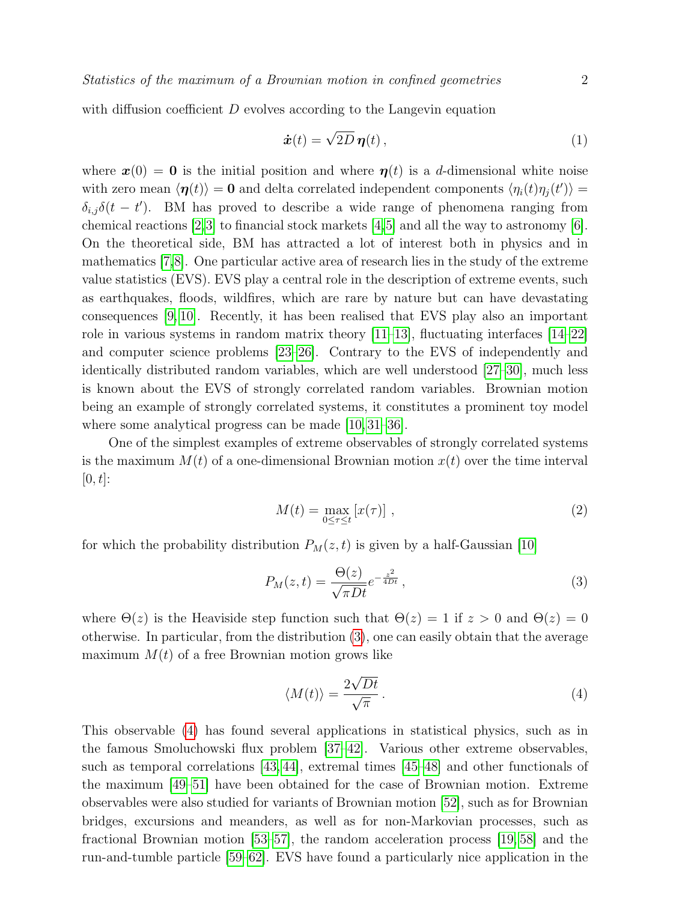with diffusion coefficient $D$ evolves according to the Langevin equation

$$\dot{\boldsymbol{x}}(t) = \sqrt{2D}\,\boldsymbol{\eta}(t)\,, \tag{1}$$

where $\boldsymbol{x}(0) = \mathbf{0}$ is the initial position and where $\boldsymbol{\eta}(t)$ is a $d$-dimensional white noise with zero mean $\langle \boldsymbol{\eta}(t) \rangle = \mathbf{0}$ and delta correlated independent components $\langle \eta_i(t)\eta_j(t') \rangle = \delta_{i,j}\delta(t-t')$. BM has proved to describe a wide range of phenomena ranging from chemical reactions [2,3] to financial stock markets [4,5] and all the way to astronomy [6]. On the theoretical side, BM has attracted a lot of interest both in physics and in mathematics [7,8]. One particular active area of research lies in the study of the extreme value statistics (EVS). EVS play a central role in the description of extreme events, such as earthquakes, floods, wildfires, which are rare by nature but can have devastating consequences [9,10]. Recently, it has been realised that EVS play also an important role in various systems in random matrix theory [11–13], fluctuating interfaces [14–22] and computer science problems [23–26]. Contrary to the EVS of independently and identically distributed random variables, which are well understood [27–30], much less is known about the EVS of strongly correlated random variables. Brownian motion being an example of strongly correlated systems, it constitutes a prominent toy model where some analytical progress can be made [10,31–36].

One of the simplest examples of extreme observables of strongly correlated systems is the maximum $M(t)$ of a one-dimensional Brownian motion $x(t)$ over the time interval $[0,t]$:

$$M(t) = \max_{0\leq\tau\leq t}\left[x(\tau)\right]\,, \tag{2}$$

for which the probability distribution $P_M(z,t)$ is given by a half-Gaussian [10]

$$P_M(z,t) = \frac{\Theta(z)}{\sqrt{\pi D t}}e^{-\frac{z^2}{4Dt}}\,, \tag{3}$$

where $\Theta(z)$ is the Heaviside step function such that $\Theta(z) = 1$ if $z > 0$ and $\Theta(z) = 0$ otherwise. In particular, from the distribution (3), one can easily obtain that the average maximum $M(t)$ of a free Brownian motion grows like

$$\langle M(t) \rangle = \frac{2\sqrt{Dt}}{\sqrt{\pi}}\,. \tag{4}$$

This observable (4) has found several applications in statistical physics, such as in the famous Smoluchowski flux problem [37–42]. Various other extreme observables, such as temporal correlations [43,44], extremal times [45–48] and other functionals of the maximum [49–51] have been obtained for the case of Brownian motion. Extreme observables were also studied for variants of Brownian motion [52], such as for Brownian bridges, excursions and meanders, as well as for non-Markovian processes, such as fractional Brownian motion [53–57], the random acceleration process [19,58] and the run-and-tumble particle [59–62]. EVS have found a particularly nice application in the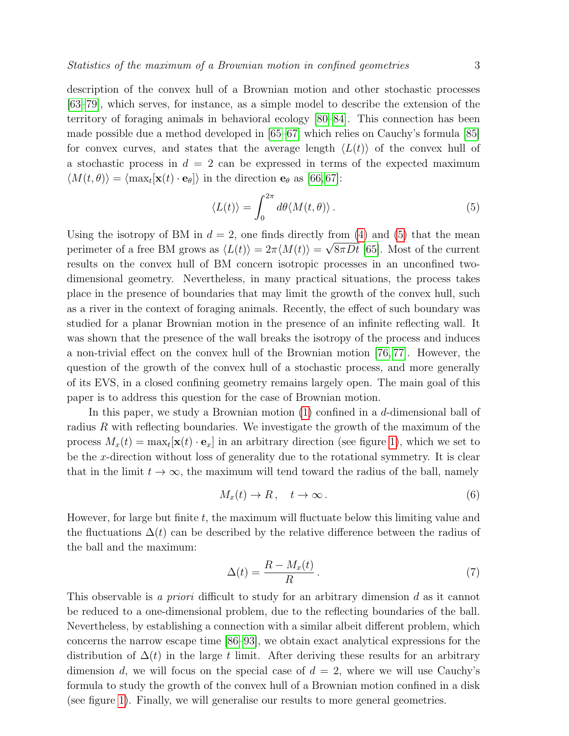description of the convex hull of a Brownian motion and other stochastic processes [63–79], which serves, for instance, as a simple model to describe the extension of the territory of foraging animals in behavioral ecology [80–84]. This connection has been made possible due a method developed in [65–67] which relies on Cauchy's formula [85] for convex curves, and states that the average length $\langle L(t)\rangle$ of the convex hull of a stochastic process in $d = 2$ can be expressed in terms of the expected maximum $\langle M(t,\theta)\rangle = \langle \max_t[\mathbf{x}(t)\cdot \mathbf{e}_\theta]\rangle$ in the direction $\mathbf{e}_\theta$ as [66, 67]:

$$\langle L(t)\rangle = \int_0^{2\pi} d\theta \langle M(t,\theta)\rangle \,. \tag{5}$$

Using the isotropy of BM in $d = 2$, one finds directly from (4) and (5) that the mean perimeter of a free BM grows as $\langle L(t)\rangle = 2\pi\langle M(t)\rangle = \sqrt{8\pi D t}$ [65]. Most of the current results on the convex hull of BM concern isotropic processes in an unconfined two-dimensional geometry. Nevertheless, in many practical situations, the process takes place in the presence of boundaries that may limit the growth of the convex hull, such as a river in the context of foraging animals. Recently, the effect of such boundary was studied for a planar Brownian motion in the presence of an infinite reflecting wall. It was shown that the presence of the wall breaks the isotropy of the process and induces a non-trivial effect on the convex hull of the Brownian motion [76, 77]. However, the question of the growth of the convex hull of a stochastic process, and more generally of its EVS, in a closed confining geometry remains largely open. The main goal of this paper is to address this question for the case of Brownian motion.

In this paper, we study a Brownian motion (1) confined in a $d$-dimensional ball of radius $R$ with reflecting boundaries. We investigate the growth of the maximum of the process $M_x(t) = \max_t[\mathbf{x}(t)\cdot \mathbf{e}_x]$ in an arbitrary direction (see figure 1), which we set to be the $x$-direction without loss of generality due to the rotational symmetry. It is clear that in the limit $t \to \infty$, the maximum will tend toward the radius of the ball, namely

$$M_x(t) \to R\,, \quad t \to \infty\,. \tag{6}$$

However, for large but finite $t$, the maximum will fluctuate below this limiting value and the fluctuations $\Delta(t)$ can be described by the relative difference between the radius of the ball and the maximum:

$$\Delta(t) = \frac{R - M_x(t)}{R}\,. \tag{7}$$

This observable is *a priori* difficult to study for an arbitrary dimension $d$ as it cannot be reduced to a one-dimensional problem, due to the reflecting boundaries of the ball. Nevertheless, by establishing a connection with a similar albeit different problem, which concerns the narrow escape time [86–93], we obtain exact analytical expressions for the distribution of $\Delta(t)$ in the large $t$ limit. After deriving these results for an arbitrary dimension $d$, we will focus on the special case of $d = 2$, where we will use Cauchy's formula to study the growth of the convex hull of a Brownian motion confined in a disk (see figure 1). Finally, we will generalise our results to more general geometries.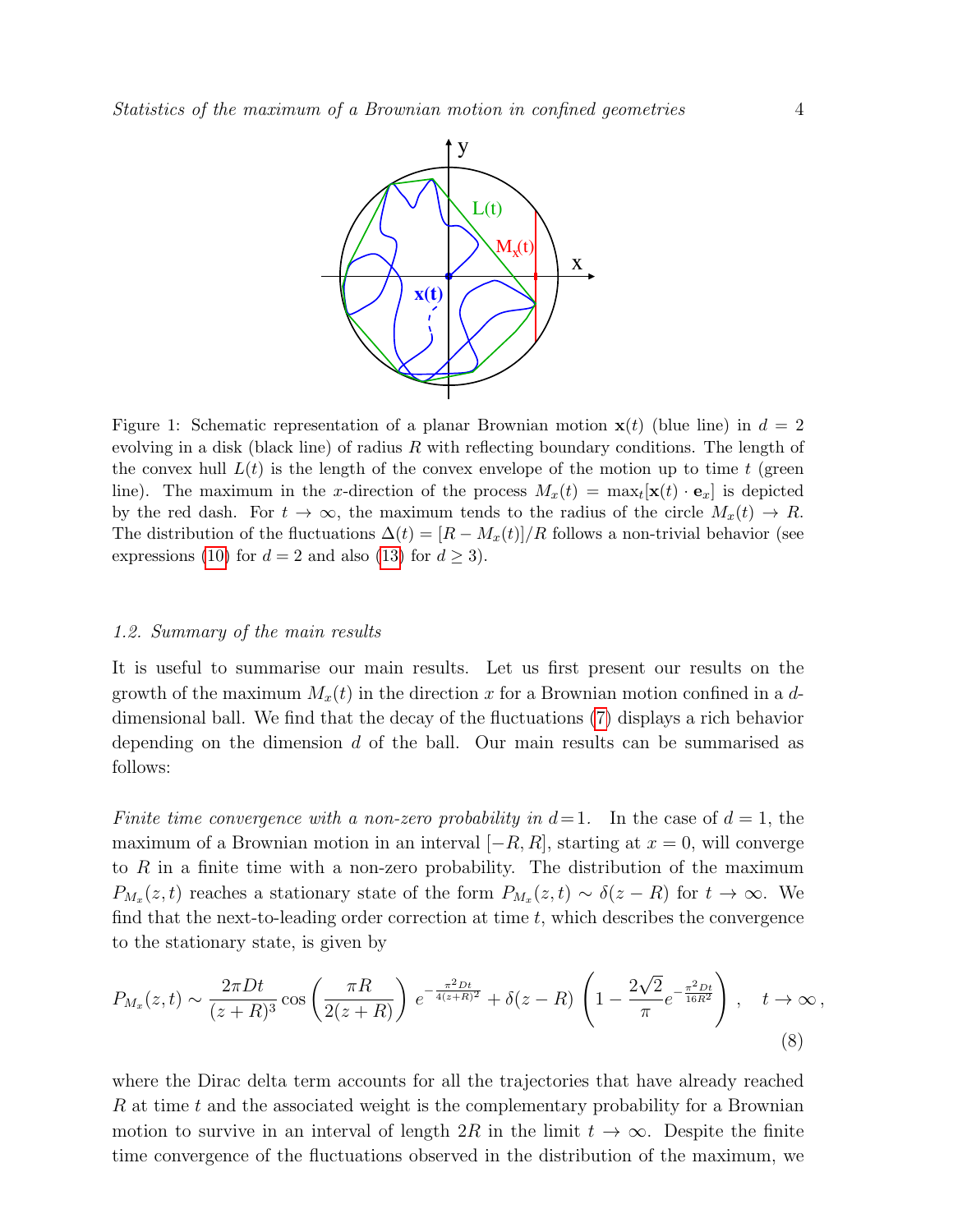Figure 1: Schematic representation of a planar Brownian motion $\mathbf{x}(t)$ (blue line) in $d = 2$ evolving in a disk (black line) of radius $R$ with reflecting boundary conditions. The length of the convex hull $L(t)$ is the length of the convex envelope of the motion up to time $t$ (green line). The maximum in the $x$-direction of the process $M_x(t) = \max_t[\mathbf{x}(t) \cdot \mathbf{e}_x]$ is depicted by the red dash. For $t \to \infty$, the maximum tends to the radius of the circle $M_x(t) \to R$. The distribution of the fluctuations $\Delta(t) = [R - M_x(t)]/R$ follows a non-trivial behavior (see expressions (10) for $d = 2$ and also (13) for $d \geq 3$).

### 1.2. Summary of the main results

It is useful to summarise our main results. Let us first present our results on the growth of the maximum $M_x(t)$ in the direction $x$ for a Brownian motion confined in a $d$-dimensional ball. We find that the decay of the fluctuations (7) displays a rich behavior depending on the dimension $d$ of the ball. Our main results can be summarised as follows:

*Finite time convergence with a non-zero probability in $d=1$.* In the case of $d = 1$, the maximum of a Brownian motion in an interval $[-R, R]$, starting at $x = 0$, will converge to $R$ in a finite time with a non-zero probability. The distribution of the maximum $P_{M_x}(z, t)$ reaches a stationary state of the form $P_{M_x}(z, t) \sim \delta(z - R)$ for $t \to \infty$. We find that the next-to-leading order correction at time $t$, which describes the convergence to the stationary state, is given by

$$P_{M_x}(z,t) \sim \frac{2\pi D t}{(z+R)^3} \cos\left(\frac{\pi R}{2(z+R)}\right) e^{-\frac{\pi^2 D t}{4(z+R)^2}} + \delta(z-R)\left(1 - \frac{2\sqrt{2}}{\pi} e^{-\frac{\pi^2 D t}{16 R^2}}\right), \quad t \to \infty\,, \tag{8}$$

where the Dirac delta term accounts for all the trajectories that have already reached $R$ at time $t$ and the associated weight is the complementary probability for a Brownian motion to survive in an interval of length $2R$ in the limit $t \to \infty$. Despite the finite time convergence of the fluctuations observed in the distribution of the maximum, we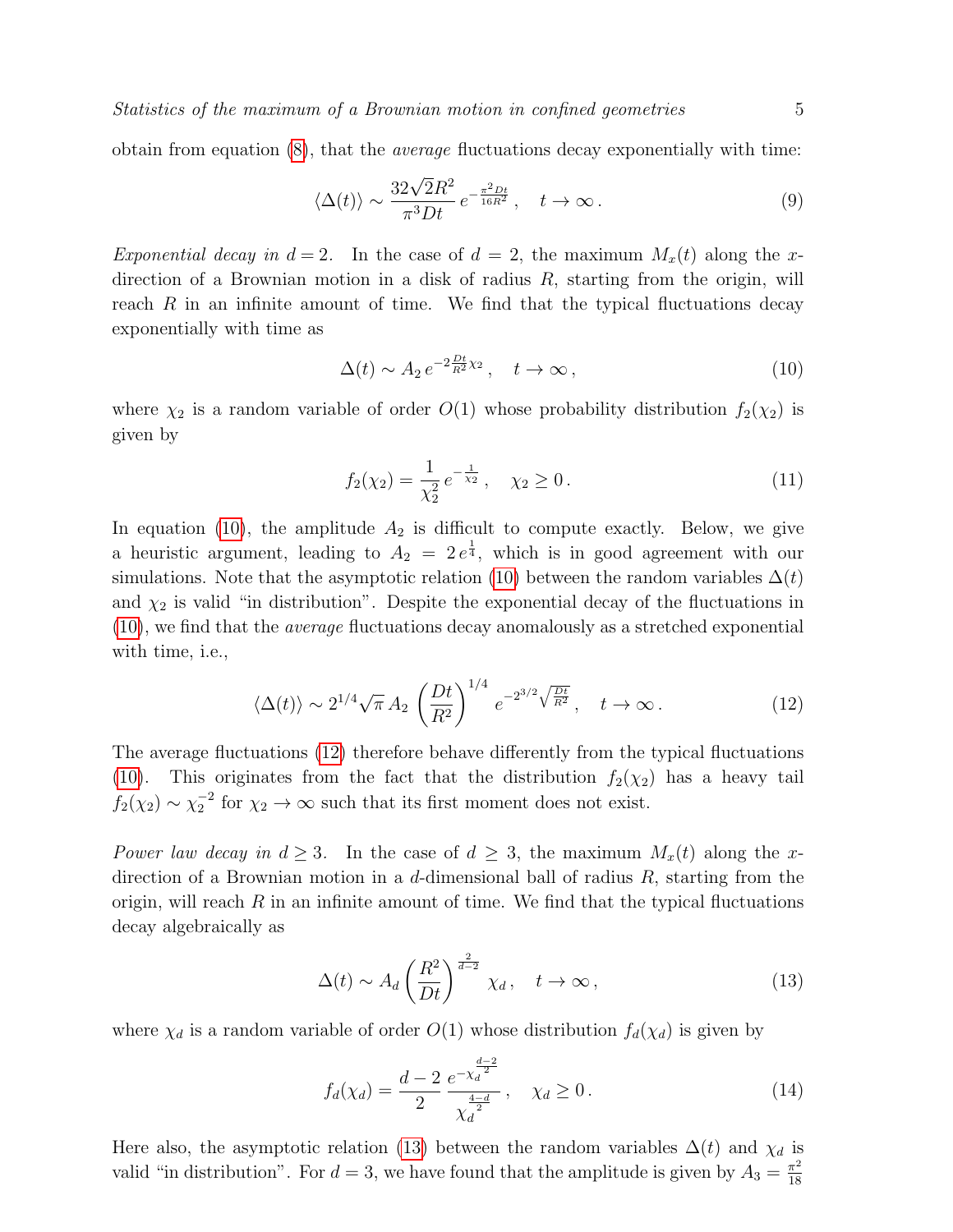obtain from equation (8), that the *average* fluctuations decay exponentially with time:

$$\langle \Delta(t) \rangle \sim \frac{32\sqrt{2}R^2}{\pi^3 Dt}\, e^{-\frac{\pi^2 Dt}{16R^2}}\,, \quad t \to \infty\,. \tag{9}$$

*Exponential decay in $d = 2$.* In the case of $d = 2$, the maximum $M_x(t)$ along the $x$-direction of a Brownian motion in a disk of radius $R$, starting from the origin, will reach $R$ in an infinite amount of time. We find that the typical fluctuations decay exponentially with time as

$$\Delta(t) \sim A_2\, e^{-2\frac{Dt}{R^2}\chi_2}\,, \quad t \to \infty\,, \tag{10}$$

where $\chi_2$ is a random variable of order $O(1)$ whose probability distribution $f_2(\chi_2)$ is given by

$$f_2(\chi_2) = \frac{1}{\chi_2^2}\, e^{-\frac{1}{\chi_2}}\,, \quad \chi_2 \geq 0\,. \tag{11}$$

In equation (10), the amplitude $A_2$ is difficult to compute exactly. Below, we give a heuristic argument, leading to $A_2 = 2\,e^{\frac{1}{4}}$, which is in good agreement with our simulations. Note that the asymptotic relation (10) between the random variables $\Delta(t)$ and $\chi_2$ is valid "in distribution". Despite the exponential decay of the fluctuations in (10), we find that the *average* fluctuations decay anomalously as a stretched exponential with time, i.e.,

$$\langle \Delta(t) \rangle \sim 2^{1/4}\sqrt{\pi}\, A_2 \left(\frac{Dt}{R^2}\right)^{1/4} e^{-2^{3/2}\sqrt{\frac{Dt}{R^2}}}\,, \quad t \to \infty\,. \tag{12}$$

The average fluctuations (12) therefore behave differently from the typical fluctuations (10). This originates from the fact that the distribution $f_2(\chi_2)$ has a heavy tail $f_2(\chi_2) \sim \chi_2^{-2}$ for $\chi_2 \to \infty$ such that its first moment does not exist.

*Power law decay in $d \geq 3$.* In the case of $d \geq 3$, the maximum $M_x(t)$ along the $x$-direction of a Brownian motion in a $d$-dimensional ball of radius $R$, starting from the origin, will reach $R$ in an infinite amount of time. We find that the typical fluctuations decay algebraically as

$$\Delta(t) \sim A_d \left(\frac{R^2}{Dt}\right)^{\frac{2}{d-2}} \chi_d\,, \quad t \to \infty\,, \tag{13}$$

where $\chi_d$ is a random variable of order $O(1)$ whose distribution $f_d(\chi_d)$ is given by

$$f_d(\chi_d) = \frac{d-2}{2}\, \frac{e^{-\chi_d^{\frac{d-2}{2}}}}{\chi_d^{\frac{4-d}{2}}}\,, \quad \chi_d \geq 0\,. \tag{14}$$

Here also, the asymptotic relation (13) between the random variables $\Delta(t)$ and $\chi_d$ is valid "in distribution". For $d = 3$, we have found that the amplitude is given by $A_3 = \frac{\pi^2}{18}$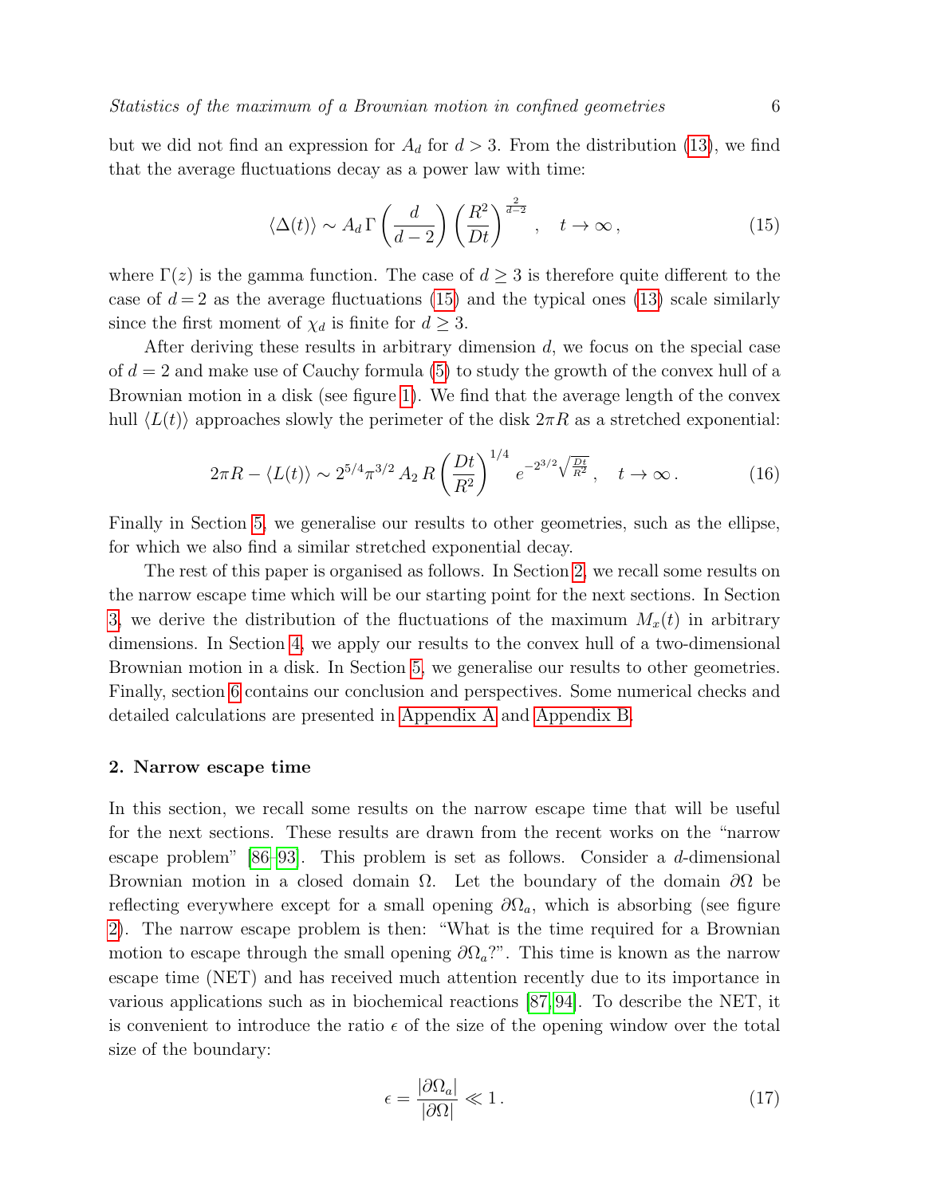but we did not find an expression for $A_d$ for $d > 3$. From the distribution (13), we find that the average fluctuations decay as a power law with time:

$$\langle \Delta(t) \rangle \sim A_d \, \Gamma\left(\frac{d}{d-2}\right) \left(\frac{R^2}{Dt}\right)^{\frac{2}{d-2}}, \quad t \to \infty \,, \tag{15}$$

where $\Gamma(z)$ is the gamma function. The case of $d \geq 3$ is therefore quite different to the case of $d = 2$ as the average fluctuations (15) and the typical ones (13) scale similarly since the first moment of $\chi_d$ is finite for $d \geq 3$.

After deriving these results in arbitrary dimension $d$, we focus on the special case of $d = 2$ and make use of Cauchy formula (5) to study the growth of the convex hull of a Brownian motion in a disk (see figure 1). We find that the average length of the convex hull $\langle L(t) \rangle$ approaches slowly the perimeter of the disk $2\pi R$ as a stretched exponential:

$$2\pi R - \langle L(t) \rangle \sim 2^{5/4} \pi^{3/2} \, A_2 \, R \left(\frac{Dt}{R^2}\right)^{1/4} e^{-2^{3/2}\sqrt{\frac{Dt}{R^2}}}, \quad t \to \infty \,. \tag{16}$$

Finally in Section 5, we generalise our results to other geometries, such as the ellipse, for which we also find a similar stretched exponential decay.

The rest of this paper is organised as follows. In Section 2, we recall some results on the narrow escape time which will be our starting point for the next sections. In Section 3, we derive the distribution of the fluctuations of the maximum $M_x(t)$ in arbitrary dimensions. In Section 4, we apply our results to the convex hull of a two-dimensional Brownian motion in a disk. In Section 5, we generalise our results to other geometries. Finally, section 6 contains our conclusion and perspectives. Some numerical checks and detailed calculations are presented in Appendix A and Appendix B.

## 2. Narrow escape time

In this section, we recall some results on the narrow escape time that will be useful for the next sections. These results are drawn from the recent works on the "narrow escape problem" [86–93]. This problem is set as follows. Consider a $d$-dimensional Brownian motion in a closed domain $\Omega$. Let the boundary of the domain $\partial\Omega$ be reflecting everywhere except for a small opening $\partial\Omega_a$, which is absorbing (see figure 2). The narrow escape problem is then: "What is the time required for a Brownian motion to escape through the small opening $\partial\Omega_a$?". This time is known as the narrow escape time (NET) and has received much attention recently due to its importance in various applications such as in biochemical reactions [87, 94]. To describe the NET, it is convenient to introduce the ratio $\epsilon$ of the size of the opening window over the total size of the boundary:

$$\epsilon = \frac{|\partial\Omega_a|}{|\partial\Omega|} \ll 1 \,. \tag{17}$$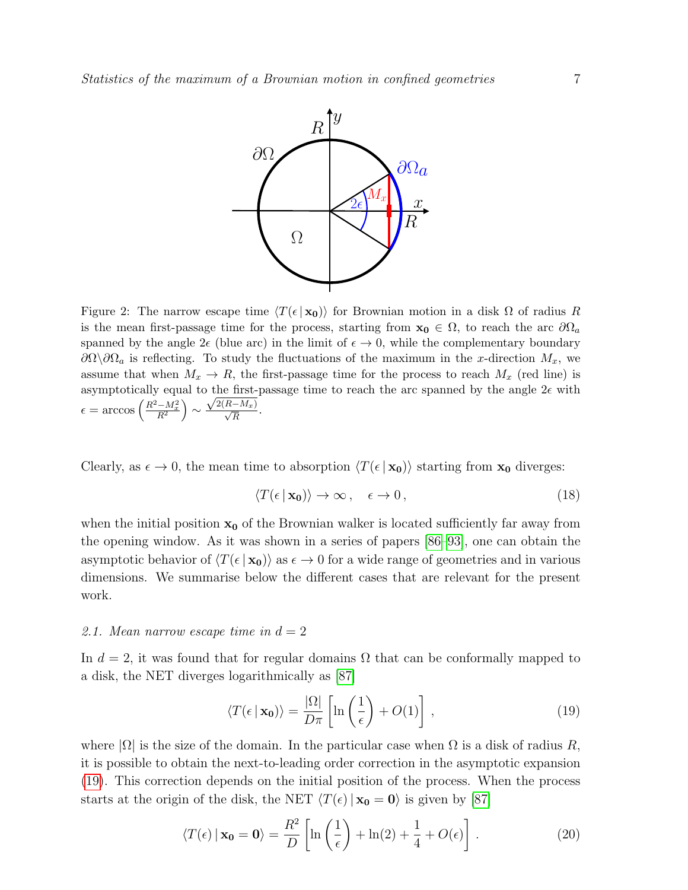Figure 2: The narrow escape time $\langle T(\epsilon \,|\, \mathbf{x_0})\rangle$ for Brownian motion in a disk $\Omega$ of radius $R$ is the mean first-passage time for the process, starting from $\mathbf{x_0} \in \Omega$, to reach the arc $\partial\Omega_a$ spanned by the angle $2\epsilon$ (blue arc) in the limit of $\epsilon \to 0$, while the complementary boundary $\partial\Omega \backslash \partial\Omega_a$ is reflecting. To study the fluctuations of the maximum in the $x$-direction $M_x$, we assume that when $M_x \to R$, the first-passage time for the process to reach $M_x$ (red line) is asymptotically equal to the first-passage time to reach the arc spanned by the angle $2\epsilon$ with $\epsilon = \arccos\left(\frac{R^2 - M_x^2}{R^2}\right) \sim \frac{\sqrt{2(R-M_x)}}{\sqrt{R}}$.

Clearly, as $\epsilon \to 0$, the mean time to absorption $\langle T(\epsilon \,|\, \mathbf{x_0})\rangle$ starting from $\mathbf{x_0}$ diverges:

$$\langle T(\epsilon \,|\, \mathbf{x_0})\rangle \to \infty \,, \quad \epsilon \to 0 \,, \tag{18}$$

when the initial position $\mathbf{x_0}$ of the Brownian walker is located sufficiently far away from the opening window. As it was shown in a series of papers [86–93], one can obtain the asymptotic behavior of $\langle T(\epsilon \,|\, \mathbf{x_0})\rangle$ as $\epsilon \to 0$ for a wide range of geometries and in various dimensions. We summarise below the different cases that are relevant for the present work.

### 2.1. Mean narrow escape time in $d = 2$

In $d = 2$, it was found that for regular domains $\Omega$ that can be conformally mapped to a disk, the NET diverges logarithmically as [87]

$$\langle T(\epsilon \,|\, \mathbf{x_0})\rangle = \frac{|\Omega|}{D\pi}\left[\ln\left(\frac{1}{\epsilon}\right) + O(1)\right] \,, \tag{19}$$

where $|\Omega|$ is the size of the domain. In the particular case when $\Omega$ is a disk of radius $R$, it is possible to obtain the next-to-leading order correction in the asymptotic expansion (19). This correction depends on the initial position of the process. When the process starts at the origin of the disk, the NET $\langle T(\epsilon) \,|\, \mathbf{x_0} = \mathbf{0}\rangle$ is given by [87]

$$\langle T(\epsilon) \,|\, \mathbf{x_0} = \mathbf{0}\rangle = \frac{R^2}{D}\left[\ln\left(\frac{1}{\epsilon}\right) + \ln(2) + \frac{1}{4} + O(\epsilon)\right] . \tag{20}$$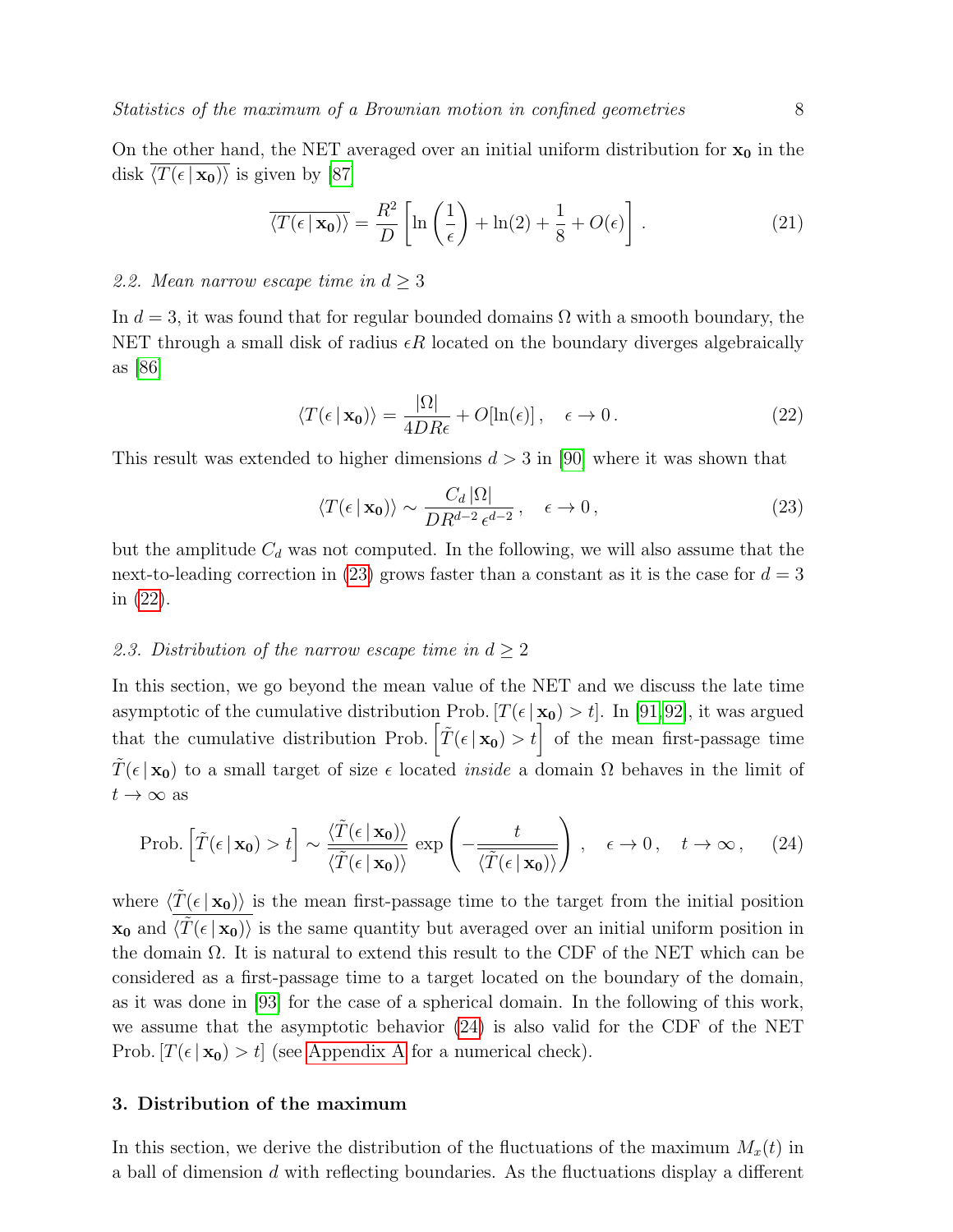On the other hand, the NET averaged over an initial uniform distribution for $\mathbf{x_0}$ in the disk $\overline{\langle T(\epsilon\,|\,\mathbf{x_0})\rangle}$ is given by [87]

$$\overline{\langle T(\epsilon\,|\,\mathbf{x_0})\rangle} = \frac{R^2}{D}\left[\ln\left(\frac{1}{\epsilon}\right) + \ln(2) + \frac{1}{8} + O(\epsilon)\right]. \tag{21}$$

### 2.2. Mean narrow escape time in $d \geq 3$

In $d = 3$, it was found that for regular bounded domains $\Omega$ with a smooth boundary, the NET through a small disk of radius $\epsilon R$ located on the boundary diverges algebraically as [86]

$$\langle T(\epsilon\,|\,\mathbf{x_0})\rangle = \frac{|\Omega|}{4DR\epsilon} + O[\ln(\epsilon)]\,, \quad \epsilon \to 0\,. \tag{22}$$

This result was extended to higher dimensions $d > 3$ in [90] where it was shown that

$$\langle T(\epsilon\,|\,\mathbf{x_0})\rangle \sim \frac{C_d\,|\Omega|}{DR^{d-2}\,\epsilon^{d-2}}\,, \quad \epsilon \to 0\,, \tag{23}$$

but the amplitude $C_d$ was not computed. In the following, we will also assume that the next-to-leading correction in (23) grows faster than a constant as it is the case for $d = 3$ in (22).

### 2.3. Distribution of the narrow escape time in $d \geq 2$

In this section, we go beyond the mean value of the NET and we discuss the late time asymptotic of the cumulative distribution Prob. $[T(\epsilon\,|\,\mathbf{x_0}) > t]$. In [91, 92], it was argued that the cumulative distribution Prob. $\left[\tilde{T}(\epsilon\,|\,\mathbf{x_0}) > t\right]$ of the mean first-passage time $\tilde{T}(\epsilon\,|\,\mathbf{x_0})$ to a small target of size $\epsilon$ located *inside* a domain $\Omega$ behaves in the limit of $t \to \infty$ as

$$\text{Prob.}\left[\tilde{T}(\epsilon\,|\,\mathbf{x_0}) > t\right] \sim \frac{\langle \tilde{T}(\epsilon\,|\,\mathbf{x_0})\rangle}{\overline{\langle \tilde{T}(\epsilon\,|\,\mathbf{x_0})\rangle}} \exp\left(-\frac{t}{\overline{\langle \tilde{T}(\epsilon\,|\,\mathbf{x_0})\rangle}}\right)\,, \quad \epsilon \to 0\,, \quad t \to \infty\,, \tag{24}$$

where $\langle \tilde{T}(\epsilon\,|\,\mathbf{x_0})\rangle$ is the mean first-passage time to the target from the initial position $\mathbf{x_0}$ and $\overline{\langle \tilde{T}(\epsilon\,|\,\mathbf{x_0})\rangle}$ is the same quantity but averaged over an initial uniform position in the domain $\Omega$. It is natural to extend this result to the CDF of the NET which can be considered as a first-passage time to a target located on the boundary of the domain, as it was done in [93] for the case of a spherical domain. In the following of this work, we assume that the asymptotic behavior (24) is also valid for the CDF of the NET Prob. $[T(\epsilon\,|\,\mathbf{x_0}) > t]$ (see Appendix A for a numerical check).

## 3. Distribution of the maximum

In this section, we derive the distribution of the fluctuations of the maximum $M_x(t)$ in a ball of dimension $d$ with reflecting boundaries. As the fluctuations display a different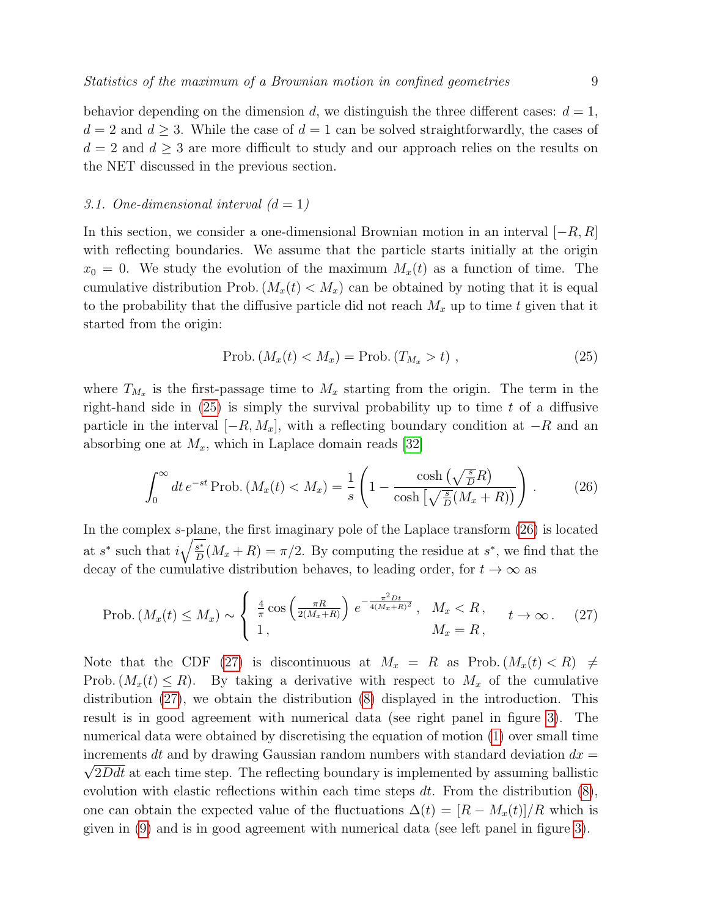behavior depending on the dimension $d$, we distinguish the three different cases: $d = 1$, $d = 2$ and $d \geq 3$. While the case of $d = 1$ can be solved straightforwardly, the cases of $d = 2$ and $d \geq 3$ are more difficult to study and our approach relies on the results on the NET discussed in the previous section.

### 3.1. One-dimensional interval ($d = 1$)

In this section, we consider a one-dimensional Brownian motion in an interval $[-R, R]$ with reflecting boundaries. We assume that the particle starts initially at the origin $x_0 = 0$. We study the evolution of the maximum $M_x(t)$ as a function of time. The cumulative distribution $\text{Prob.}\,(M_x(t) < M_x)$ can be obtained by noting that it is equal to the probability that the diffusive particle did not reach $M_x$ up to time $t$ given that it started from the origin:

$$\text{Prob.}\,(M_x(t) < M_x) = \text{Prob.}\,(T_{M_x} > t)\;, \tag{25}$$

where $T_{M_x}$ is the first-passage time to $M_x$ starting from the origin. The term in the right-hand side in (25) is simply the survival probability up to time $t$ of a diffusive particle in the interval $[-R, M_x]$, with a reflecting boundary condition at $-R$ and an absorbing one at $M_x$, which in Laplace domain reads [32]

$$\int_0^\infty dt\, e^{-st}\, \text{Prob.}\,(M_x(t) < M_x) = \frac{1}{s}\left(1 - \frac{\cosh\left(\sqrt{\frac{s}{D}}R\right)}{\cosh\left[\sqrt{\frac{s}{D}}(M_x + R)\right)}\right)\,. \tag{26}$$

In the complex $s$-plane, the first imaginary pole of the Laplace transform (26) is located at $s^*$ such that $i\sqrt{\frac{s^*}{D}}(M_x + R) = \pi/2$. By computing the residue at $s^*$, we find that the decay of the cumulative distribution behaves, to leading order, for $t \to \infty$ as

$$\text{Prob.}\,(M_x(t) \leq M_x) \sim \left\{ \begin{array}{ll} \frac{4}{\pi}\cos\left(\frac{\pi R}{2(M_x+R)}\right)\, e^{-\frac{\pi^2 D t}{4(M_x+R)^2}}\,, & M_x < R\,, \\ 1\,, & M_x = R\,, \end{array} \right. \quad t \to \infty\,. \tag{27}$$

Note that the CDF (27) is discontinuous at $M_x = R$ as $\text{Prob.}\,(M_x(t) < R) \neq \text{Prob.}\,(M_x(t) \leq R)$. By taking a derivative with respect to $M_x$ of the cumulative distribution (27), we obtain the distribution (8) displayed in the introduction. This result is in good agreement with numerical data (see right panel in figure 3). The numerical data were obtained by discretising the equation of motion (1) over small time increments $dt$ and by drawing Gaussian random numbers with standard deviation $dx = \sqrt{2Ddt}$ at each time step. The reflecting boundary is implemented by assuming ballistic evolution with elastic reflections within each time steps $dt$. From the distribution (8), one can obtain the expected value of the fluctuations $\Delta(t) = [R - M_x(t)]/R$ which is given in (9) and is in good agreement with numerical data (see left panel in figure 3).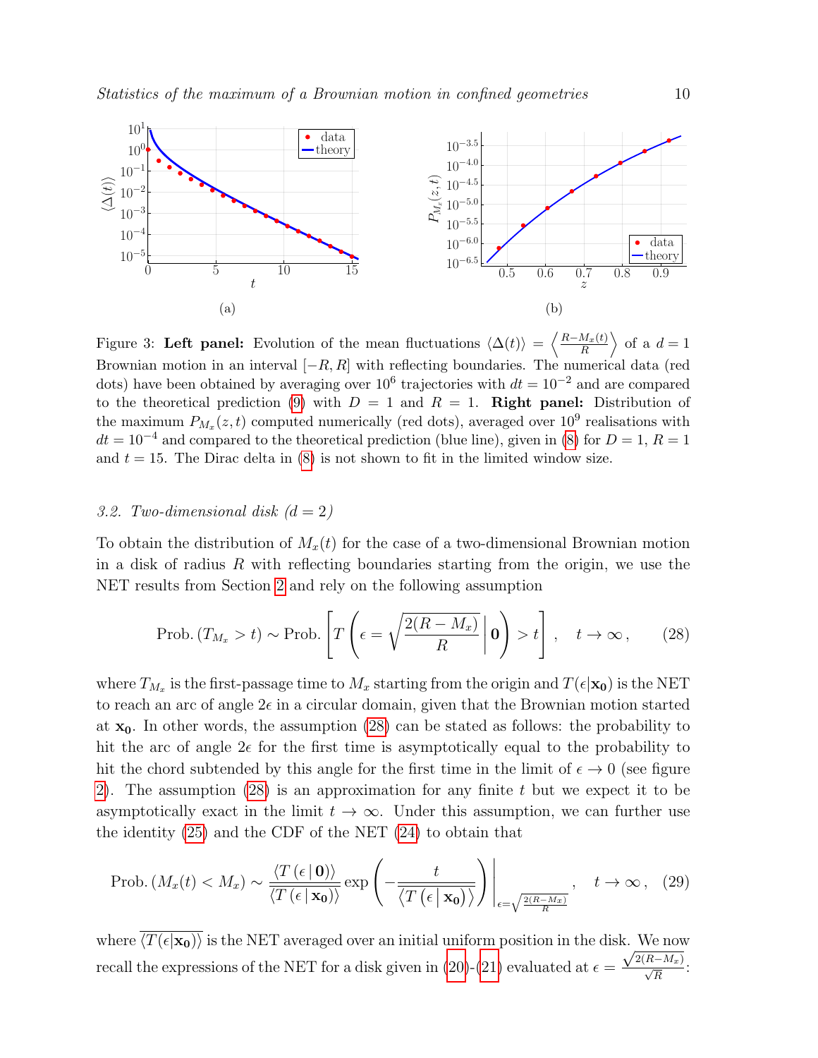(a)

(b)

Figure 3: **Left panel:** Evolution of the mean fluctuations $\langle\Delta(t)\rangle = \left\langle \frac{R-M_x(t)}{R}\right\rangle$ of a $d=1$ Brownian motion in an interval $[-R,R]$ with reflecting boundaries. The numerical data (red dots) have been obtained by averaging over $10^6$ trajectories with $dt = 10^{-2}$ and are compared to the theoretical prediction (9) with $D = 1$ and $R = 1$. **Right panel:** Distribution of the maximum $P_{M_x}(z,t)$ computed numerically (red dots), averaged over $10^9$ realisations with $dt = 10^{-4}$ and compared to the theoretical prediction (blue line), given in (8) for $D = 1$, $R = 1$ and $t = 15$. The Dirac delta in (8) is not shown to fit in the limited window size.

### *3.2. Two-dimensional disk ($d = 2$)*

To obtain the distribution of $M_x(t)$ for the case of a two-dimensional Brownian motion in a disk of radius $R$ with reflecting boundaries starting from the origin, we use the NET results from Section 2 and rely on the following assumption

$$\text{Prob.}\left(T_{M_x} > t\right) \sim \text{Prob.}\left[T\left(\epsilon = \sqrt{\frac{2(R-M_x)}{R}}\,\middle|\,\mathbf{0}\right) > t\right]\,, \quad t\to\infty\,, \tag{28}$$

where $T_{M_x}$ is the first-passage time to $M_x$ starting from the origin and $T(\epsilon|\mathbf{x_0})$ is the NET to reach an arc of angle $2\epsilon$ in a circular domain, given that the Brownian motion started at $\mathbf{x_0}$. In other words, the assumption (28) can be stated as follows: the probability to hit the arc of angle $2\epsilon$ for the first time is asymptotically equal to the probability to hit the chord subtended by this angle for the first time in the limit of $\epsilon \to 0$ (see figure 2). The assumption (28) is an approximation for any finite $t$ but we expect it to be asymptotically exact in the limit $t \to \infty$. Under this assumption, we can further use the identity (25) and the CDF of the NET (24) to obtain that

$$\text{Prob.}\left(M_x(t) < M_x\right) \sim \frac{\langle T\left(\epsilon\,|\,\mathbf{0}\right)\rangle}{\overline{\langle T\left(\epsilon\,|\,\mathbf{x_0}\right)\rangle}} \exp\left(-\frac{t}{\overline{\langle T\left(\epsilon\,|\,\mathbf{x_0}\right)\rangle}}\right)\Bigg|_{\epsilon=\sqrt{\frac{2(R-M_x)}{R}}}\,, \quad t\to\infty\,, \tag{29}$$

where $\overline{\langle T(\epsilon|\mathbf{x_0})\rangle}$ is the NET averaged over an initial uniform position in the disk. We now recall the expressions of the NET for a disk given in (20)-(21) evaluated at $\epsilon = \frac{\sqrt{2(R-M_x)}}{\sqrt{R}}$: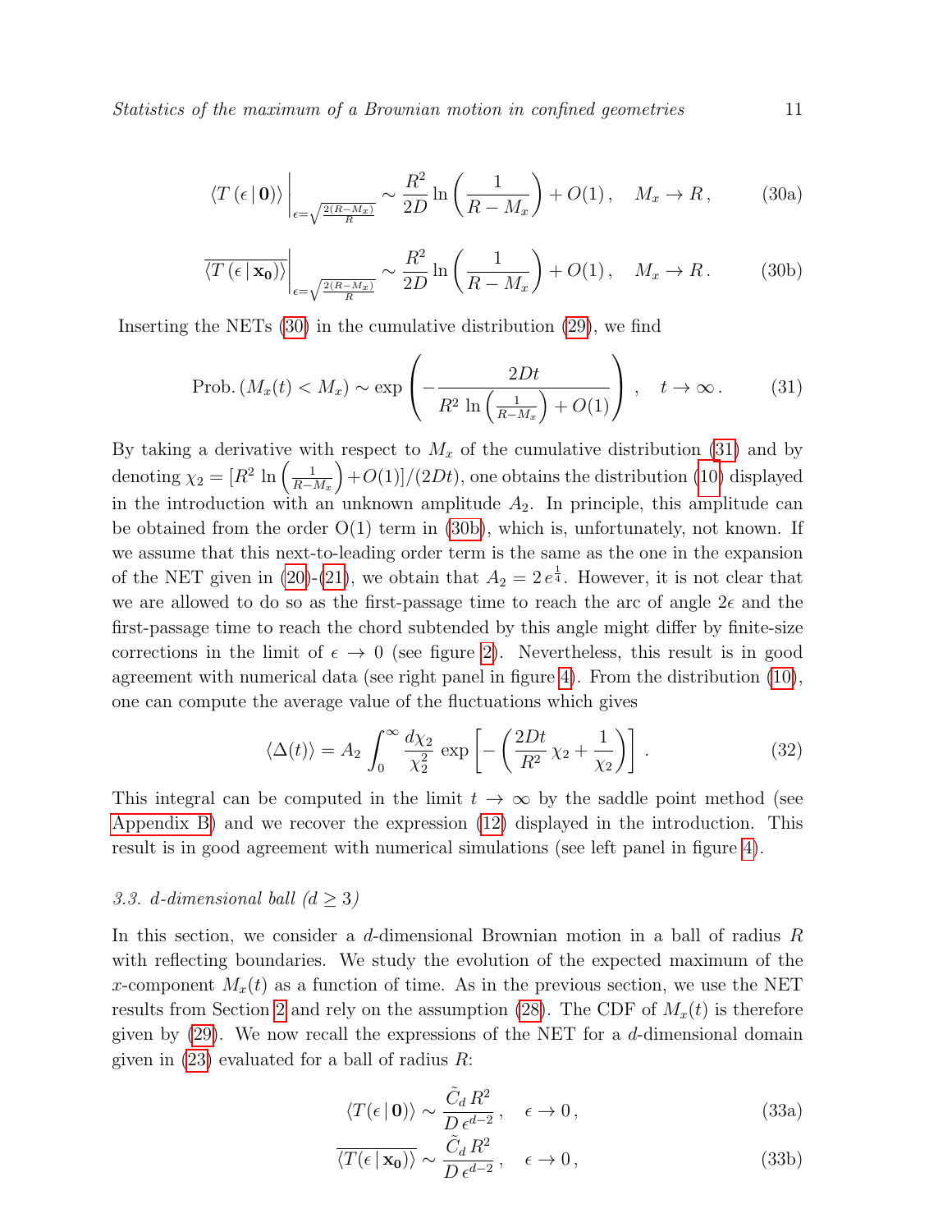$$\langle T\left(\epsilon\,|\,\mathbf{0}\right)\rangle\Big|_{\epsilon=\sqrt{\frac{2(R-M_x)}{R}}} \sim \frac{R^2}{2D}\ln\left(\frac{1}{R-M_x}\right)+O(1)\,,\quad M_x\to R\,, \tag{30a}$$

$$\overline{\langle T\left(\epsilon\,|\,\mathbf{x_0}\right)\rangle}\Big|_{\epsilon=\sqrt{\frac{2(R-M_x)}{R}}} \sim \frac{R^2}{2D}\ln\left(\frac{1}{R-M_x}\right)+O(1)\,,\quad M_x\to R\,. \tag{30b}$$

Inserting the NETs (30) in the cumulative distribution (29), we find

$$\text{Prob.}\left(M_x(t)<M_x\right)\sim\exp\left(-\frac{2Dt}{R^2\,\ln\left(\frac{1}{R-M_x}\right)+O(1)}\right)\,,\quad t\to\infty\,. \tag{31}$$

By taking a derivative with respect to $M_x$ of the cumulative distribution (31) and by denoting $\chi_2=[R^2\,\ln\left(\frac{1}{R-M_x}\right)+O(1)]/(2Dt)$, one obtains the distribution (10) displayed in the introduction with an unknown amplitude $A_2$. In principle, this amplitude can be obtained from the order O(1) term in (30b), which is, unfortunately, not known. If we assume that this next-to-leading order term is the same as the one in the expansion of the NET given in (20)-(21), we obtain that $A_2=2\,e^{\frac{1}{4}}$. However, it is not clear that we are allowed to do so as the first-passage time to reach the arc of angle $2\epsilon$ and the first-passage time to reach the chord subtended by this angle might differ by finite-size corrections in the limit of $\epsilon\to 0$ (see figure 2). Nevertheless, this result is in good agreement with numerical data (see right panel in figure 4). From the distribution (10), one can compute the average value of the fluctuations which gives

$$\langle\Delta(t)\rangle=A_2\int_0^\infty\frac{d\chi_2}{\chi_2^2}\,\exp\left[-\left(\frac{2Dt}{R^2}\,\chi_2+\frac{1}{\chi_2}\right)\right]\,. \tag{32}$$

This integral can be computed in the limit $t\to\infty$ by the saddle point method (see Appendix B) and we recover the expression (12) displayed in the introduction. This result is in good agreement with numerical simulations (see left panel in figure 4).

### 3.3. d-dimensional ball ($d\geq 3$)

In this section, we consider a $d$-dimensional Brownian motion in a ball of radius $R$ with reflecting boundaries. We study the evolution of the expected maximum of the $x$-component $M_x(t)$ as a function of time. As in the previous section, we use the NET results from Section 2 and rely on the assumption (28). The CDF of $M_x(t)$ is therefore given by (29). We now recall the expressions of the NET for a $d$-dimensional domain given in (23) evaluated for a ball of radius $R$:

$$\langle T(\epsilon\,|\,\mathbf{0})\rangle\sim\frac{\tilde{C}_d\,R^2}{D\,\epsilon^{d-2}}\,,\quad\epsilon\to 0\,, \tag{33a}$$

$$\overline{\langle T(\epsilon\,|\,\mathbf{x_0})\rangle}\sim\frac{\tilde{C}_d\,R^2}{D\,\epsilon^{d-2}}\,,\quad\epsilon\to 0\,, \tag{33b}$$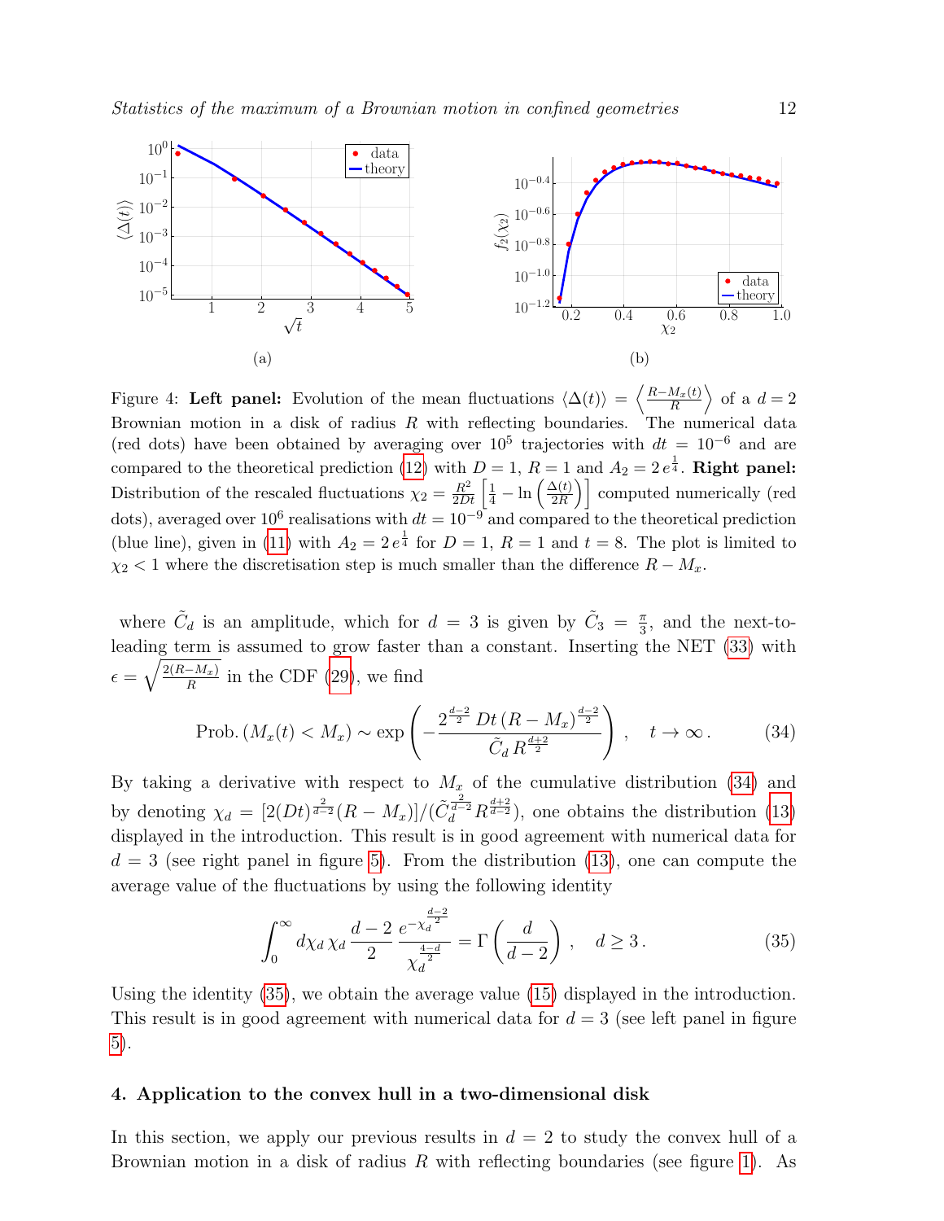Figure 4: **Left panel:** Evolution of the mean fluctuations $\langle \Delta(t) \rangle = \left\langle \frac{R - M_x(t)}{R} \right\rangle$ of a $d = 2$ Brownian motion in a disk of radius $R$ with reflecting boundaries. The numerical data (red dots) have been obtained by averaging over $10^5$ trajectories with $dt = 10^{-6}$ and are compared to the theoretical prediction (12) with $D = 1$, $R = 1$ and $A_2 = 2\,e^{\frac{1}{4}}$. **Right panel:** Distribution of the rescaled fluctuations $\chi_2 = \frac{R^2}{2Dt}\left[\frac{1}{4} - \ln\left(\frac{\Delta(t)}{2R}\right)\right]$ computed numerically (red dots), averaged over $10^6$ realisations with $dt = 10^{-9}$ and compared to the theoretical prediction (blue line), given in (11) with $A_2 = 2\,e^{\frac{1}{4}}$ for $D = 1$, $R = 1$ and $t = 8$. The plot is limited to $\chi_2 < 1$ where the discretisation step is much smaller than the difference $R - M_x$.

where $\tilde{C}_d$ is an amplitude, which for $d = 3$ is given by $\tilde{C}_3 = \frac{\pi}{3}$, and the next-to-leading term is assumed to grow faster than a constant. Inserting the NET (33) with $\epsilon = \sqrt{\frac{2(R - M_x)}{R}}$ in the CDF (29), we find

$$\text{Prob.}\left(M_x(t) < M_x\right) \sim \exp\left(-\frac{2^{\frac{d-2}{2}}\,Dt\,(R - M_x)^{\frac{d-2}{2}}}{\tilde{C}_d\,R^{\frac{d+2}{2}}}\right)\,, \quad t \to \infty\,. \tag{34}$$

By taking a derivative with respect to $M_x$ of the cumulative distribution (34) and by denoting $\chi_d = [2(Dt)^{\frac{2}{d-2}}(R - M_x)]/(\tilde{C}_d^{\frac{2}{d-2}} R^{\frac{d+2}{d-2}})$, one obtains the distribution (13) displayed in the introduction. This result is in good agreement with numerical data for $d = 3$ (see right panel in figure 5). From the distribution (13), one can compute the average value of the fluctuations by using the following identity

$$\int_0^\infty d\chi_d\,\chi_d\,\frac{d-2}{2}\,\frac{e^{-\chi_d^{\frac{d-2}{2}}}}{\chi_d^{\frac{4-d}{2}}} = \Gamma\left(\frac{d}{d-2}\right)\,, \quad d \geq 3\,. \tag{35}$$

Using the identity (35), we obtain the average value (15) displayed in the introduction. This result is in good agreement with numerical data for $d = 3$ (see left panel in figure 5).

## 4. Application to the convex hull in a two-dimensional disk

In this section, we apply our previous results in $d = 2$ to study the convex hull of a Brownian motion in a disk of radius $R$ with reflecting boundaries (see figure 1). As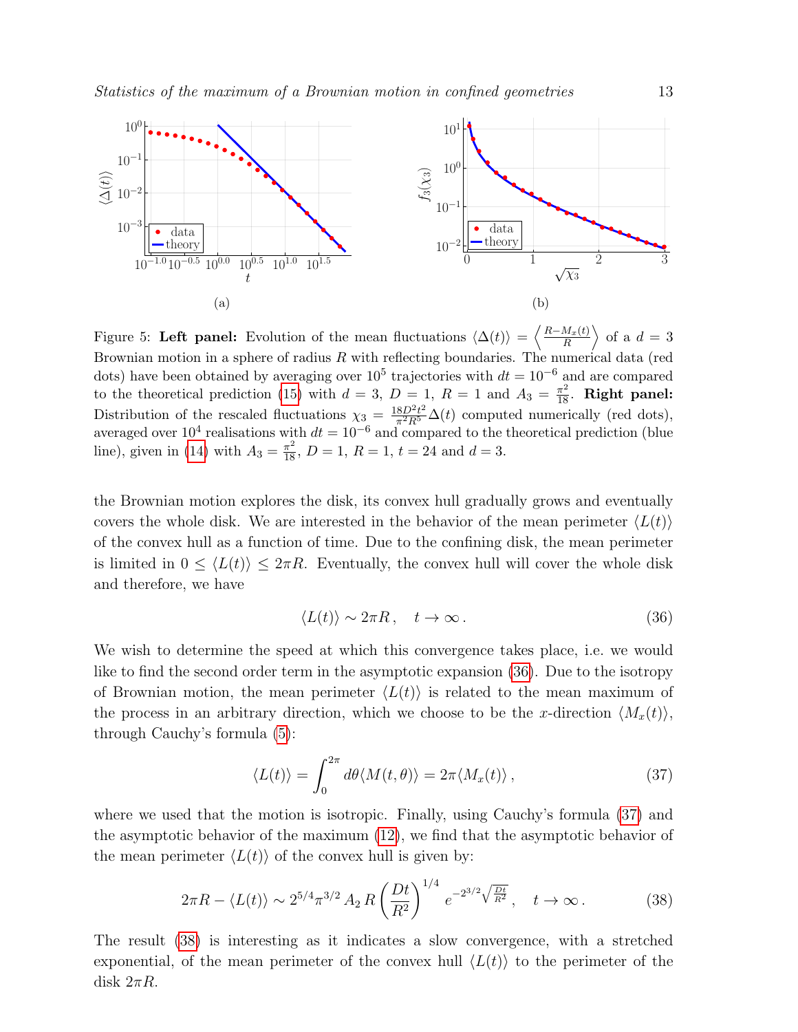Figure 5: **Left panel:** Evolution of the mean fluctuations $\langle \Delta(t) \rangle = \left\langle \frac{R - M_x(t)}{R} \right\rangle$ of a $d = 3$ Brownian motion in a sphere of radius $R$ with reflecting boundaries. The numerical data (red dots) have been obtained by averaging over $10^5$ trajectories with $dt = 10^{-6}$ and are compared to the theoretical prediction (15) with $d = 3$, $D = 1$, $R = 1$ and $A_3 = \frac{\pi^2}{18}$. **Right panel:** Distribution of the rescaled fluctuations $\chi_3 = \frac{18 D^2 t^2}{\pi^2 R^5} \Delta(t)$ computed numerically (red dots), averaged over $10^4$ realisations with $dt = 10^{-6}$ and compared to the theoretical prediction (blue line), given in (14) with $A_3 = \frac{\pi^2}{18}$, $D = 1$, $R = 1$, $t = 24$ and $d = 3$.

the Brownian motion explores the disk, its convex hull gradually grows and eventually covers the whole disk. We are interested in the behavior of the mean perimeter $\langle L(t) \rangle$ of the convex hull as a function of time. Due to the confining disk, the mean perimeter is limited in $0 \leq \langle L(t) \rangle \leq 2\pi R$. Eventually, the convex hull will cover the whole disk and therefore, we have

$$\langle L(t) \rangle \sim 2\pi R \,, \quad t \to \infty \,. \tag{36}$$

We wish to determine the speed at which this convergence takes place, i.e. we would like to find the second order term in the asymptotic expansion (36). Due to the isotropy of Brownian motion, the mean perimeter $\langle L(t) \rangle$ is related to the mean maximum of the process in an arbitrary direction, which we choose to be the $x$-direction $\langle M_x(t) \rangle$, through Cauchy's formula (5):

$$\langle L(t) \rangle = \int_0^{2\pi} d\theta \langle M(t, \theta) \rangle = 2\pi \langle M_x(t) \rangle \,, \tag{37}$$

where we used that the motion is isotropic. Finally, using Cauchy's formula (37) and the asymptotic behavior of the maximum (12), we find that the asymptotic behavior of the mean perimeter $\langle L(t) \rangle$ of the convex hull is given by:

$$2\pi R - \langle L(t) \rangle \sim 2^{5/4} \pi^{3/2} A_2 \, R \left( \frac{Dt}{R^2} \right)^{1/4} e^{-2^{3/2} \sqrt{\frac{Dt}{R^2}}} \,, \quad t \to \infty \,. \tag{38}$$

The result (38) is interesting as it indicates a slow convergence, with a stretched exponential, of the mean perimeter of the convex hull $\langle L(t) \rangle$ to the perimeter of the disk $2\pi R$.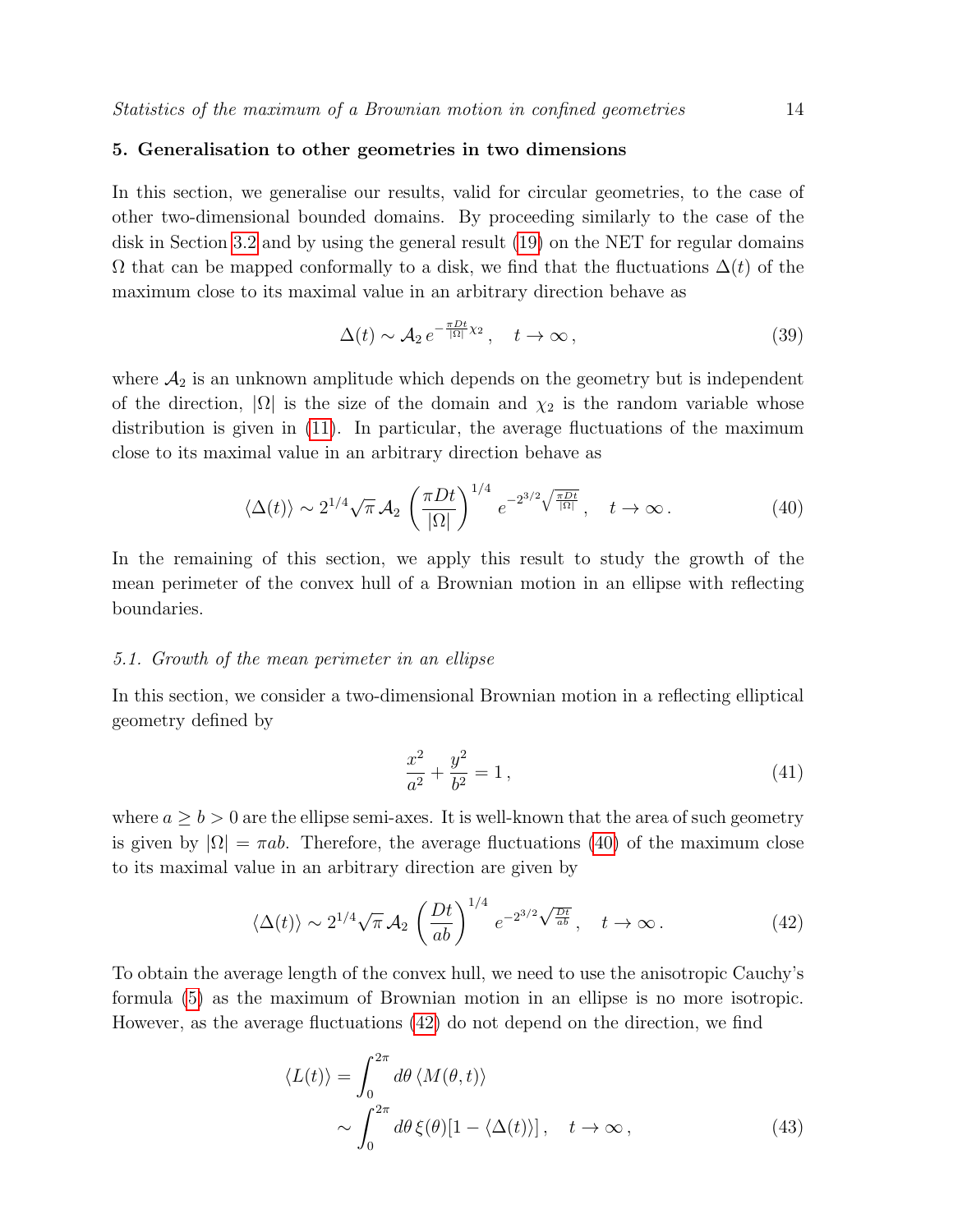## 5. Generalisation to other geometries in two dimensions

In this section, we generalise our results, valid for circular geometries, to the case of other two-dimensional bounded domains. By proceeding similarly to the case of the disk in Section 3.2 and by using the general result (19) on the NET for regular domains $\Omega$ that can be mapped conformally to a disk, we find that the fluctuations $\Delta(t)$ of the maximum close to its maximal value in an arbitrary direction behave as

$$\Delta(t) \sim \mathcal{A}_2 \, e^{-\frac{\pi D t}{|\Omega|}\chi_2} \,, \quad t \to \infty \,, \tag{39}$$

where $\mathcal{A}_2$ is an unknown amplitude which depends on the geometry but is independent of the direction, $|\Omega|$ is the size of the domain and $\chi_2$ is the random variable whose distribution is given in (11). In particular, the average fluctuations of the maximum close to its maximal value in an arbitrary direction behave as

$$\langle \Delta(t) \rangle \sim 2^{1/4} \sqrt{\pi} \, \mathcal{A}_2 \left( \frac{\pi D t}{|\Omega|} \right)^{1/4} e^{-2^{3/2}\sqrt{\frac{\pi D t}{|\Omega|}}} \,, \quad t \to \infty \,. \tag{40}$$

In the remaining of this section, we apply this result to study the growth of the mean perimeter of the convex hull of a Brownian motion in an ellipse with reflecting boundaries.

### *5.1. Growth of the mean perimeter in an ellipse*

In this section, we consider a two-dimensional Brownian motion in a reflecting elliptical geometry defined by

$$\frac{x^2}{a^2} + \frac{y^2}{b^2} = 1 \,, \tag{41}$$

where $a \geq b > 0$ are the ellipse semi-axes. It is well-known that the area of such geometry is given by $|\Omega| = \pi ab$. Therefore, the average fluctuations (40) of the maximum close to its maximal value in an arbitrary direction are given by

$$\langle \Delta(t) \rangle \sim 2^{1/4} \sqrt{\pi} \, \mathcal{A}_2 \left( \frac{D t}{ab} \right)^{1/4} e^{-2^{3/2}\sqrt{\frac{D t}{ab}}} \,, \quad t \to \infty \,. \tag{42}$$

To obtain the average length of the convex hull, we need to use the anisotropic Cauchy's formula (5) as the maximum of Brownian motion in an ellipse is no more isotropic. However, as the average fluctuations (42) do not depend on the direction, we find

$$\begin{aligned} \langle L(t) \rangle &= \int_0^{2\pi} d\theta \, \langle M(\theta, t) \rangle \\ &\sim \int_0^{2\pi} d\theta \, \xi(\theta) [1 - \langle \Delta(t) \rangle] \,, \quad t \to \infty \,, \end{aligned} \tag{43}$$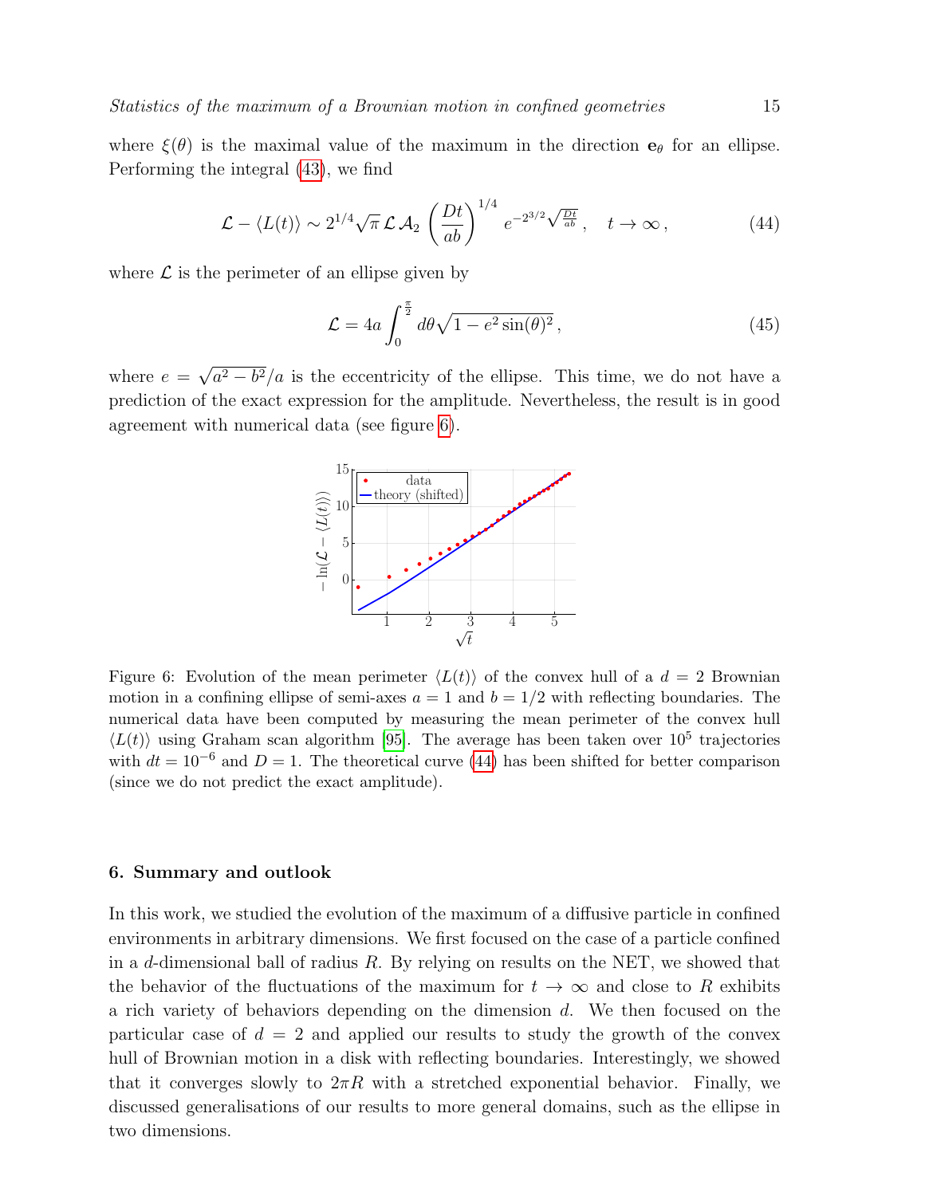where $\xi(\theta)$ is the maximal value of the maximum in the direction $\mathbf{e}_\theta$ for an ellipse. Performing the integral (43), we find

$$\mathcal{L} - \langle L(t) \rangle \sim 2^{1/4}\sqrt{\pi}\,\mathcal{L}\,\mathcal{A}_2 \left(\frac{Dt}{ab}\right)^{1/4} e^{-2^{3/2}\sqrt{\frac{Dt}{ab}}}\,, \quad t \to \infty\,, \tag{44}$$

where $\mathcal{L}$ is the perimeter of an ellipse given by

$$\mathcal{L} = 4a \int_0^{\frac{\pi}{2}} d\theta \sqrt{1 - e^2 \sin(\theta)^2}\,, \tag{45}$$

where $e = \sqrt{a^2 - b^2}/a$ is the eccentricity of the ellipse. This time, we do not have a prediction of the exact expression for the amplitude. Nevertheless, the result is in good agreement with numerical data (see figure 6).

Figure 6: Evolution of the mean perimeter $\langle L(t) \rangle$ of the convex hull of a $d = 2$ Brownian motion in a confining ellipse of semi-axes $a = 1$ and $b = 1/2$ with reflecting boundaries. The numerical data have been computed by measuring the mean perimeter of the convex hull $\langle L(t) \rangle$ using Graham scan algorithm [95]. The average has been taken over $10^5$ trajectories with $dt = 10^{-6}$ and $D = 1$. The theoretical curve (44) has been shifted for better comparison (since we do not predict the exact amplitude).

## 6. Summary and outlook

In this work, we studied the evolution of the maximum of a diffusive particle in confined environments in arbitrary dimensions. We first focused on the case of a particle confined in a $d$-dimensional ball of radius $R$. By relying on results on the NET, we showed that the behavior of the fluctuations of the maximum for $t \to \infty$ and close to $R$ exhibits a rich variety of behaviors depending on the dimension $d$. We then focused on the particular case of $d = 2$ and applied our results to study the growth of the convex hull of Brownian motion in a disk with reflecting boundaries. Interestingly, we showed that it converges slowly to $2\pi R$ with a stretched exponential behavior. Finally, we discussed generalisations of our results to more general domains, such as the ellipse in two dimensions.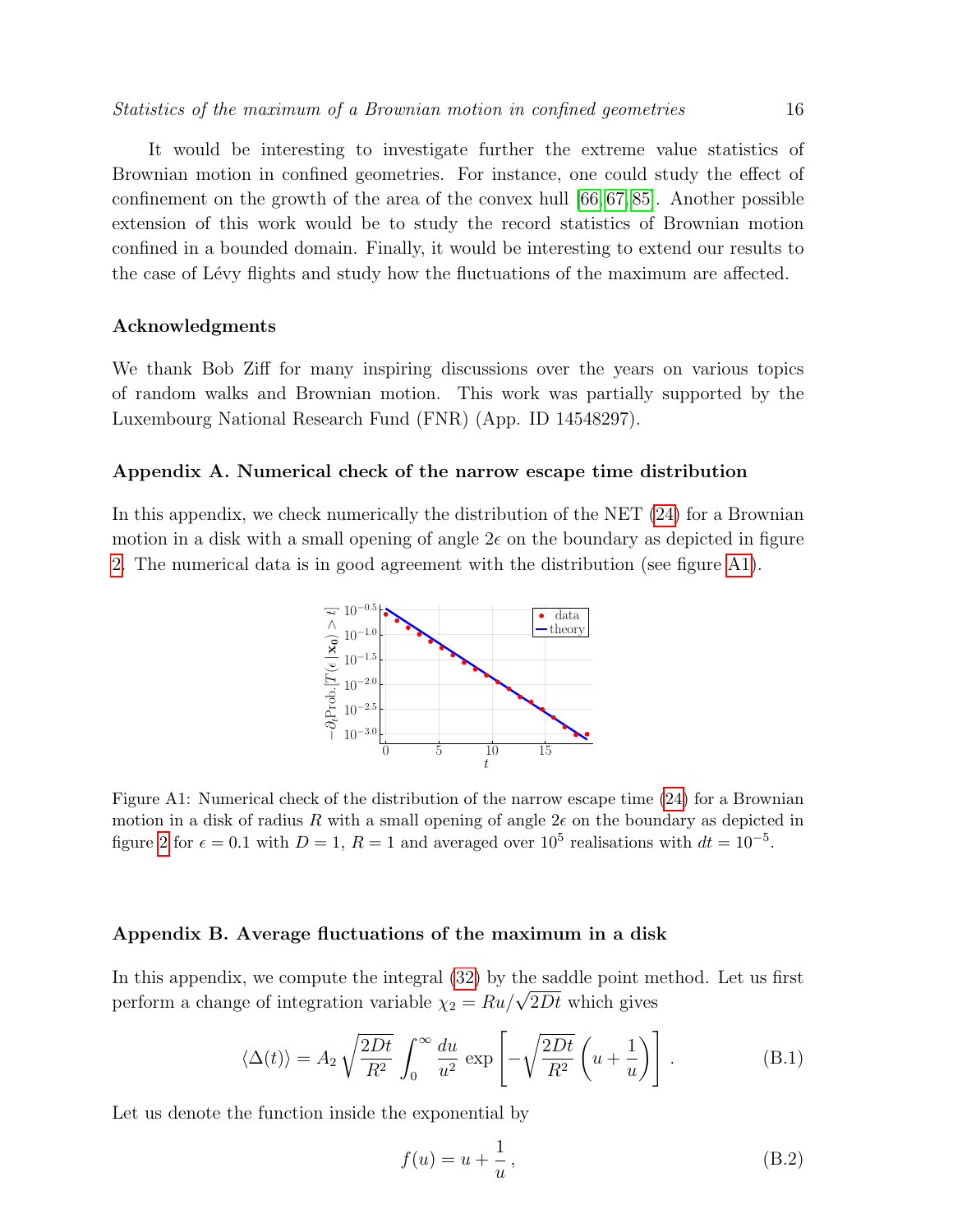It would be interesting to investigate further the extreme value statistics of Brownian motion in confined geometries. For instance, one could study the effect of confinement on the growth of the area of the convex hull [66, 67, 85]. Another possible extension of this work would be to study the record statistics of Brownian motion confined in a bounded domain. Finally, it would be interesting to extend our results to the case of Lévy flights and study how the fluctuations of the maximum are affected.

### Acknowledgments

We thank Bob Ziff for many inspiring discussions over the years on various topics of random walks and Brownian motion. This work was partially supported by the Luxembourg National Research Fund (FNR) (App. ID 14548297).

### Appendix A. Numerical check of the narrow escape time distribution

In this appendix, we check numerically the distribution of the NET (24) for a Brownian motion in a disk with a small opening of angle $2\epsilon$ on the boundary as depicted in figure 2. The numerical data is in good agreement with the distribution (see figure A1).

Figure A1: Numerical check of the distribution of the narrow escape time (24) for a Brownian motion in a disk of radius $R$ with a small opening of angle $2\epsilon$ on the boundary as depicted in figure 2 for $\epsilon = 0.1$ with $D = 1$, $R = 1$ and averaged over $10^5$ realisations with $dt = 10^{-5}$.

### Appendix B. Average fluctuations of the maximum in a disk

In this appendix, we compute the integral (32) by the saddle point method. Let us first perform a change of integration variable $\chi_2 = Ru/\sqrt{2Dt}$ which gives

$$\langle \Delta(t) \rangle = A_2 \sqrt{\frac{2Dt}{R^2}} \int_0^\infty \frac{du}{u^2} \exp\left[ -\sqrt{\frac{2Dt}{R^2}} \left( u + \frac{1}{u} \right) \right] . \tag{B.1}$$

Let us denote the function inside the exponential by

$$f(u) = u + \frac{1}{u} \, , \tag{B.2}$$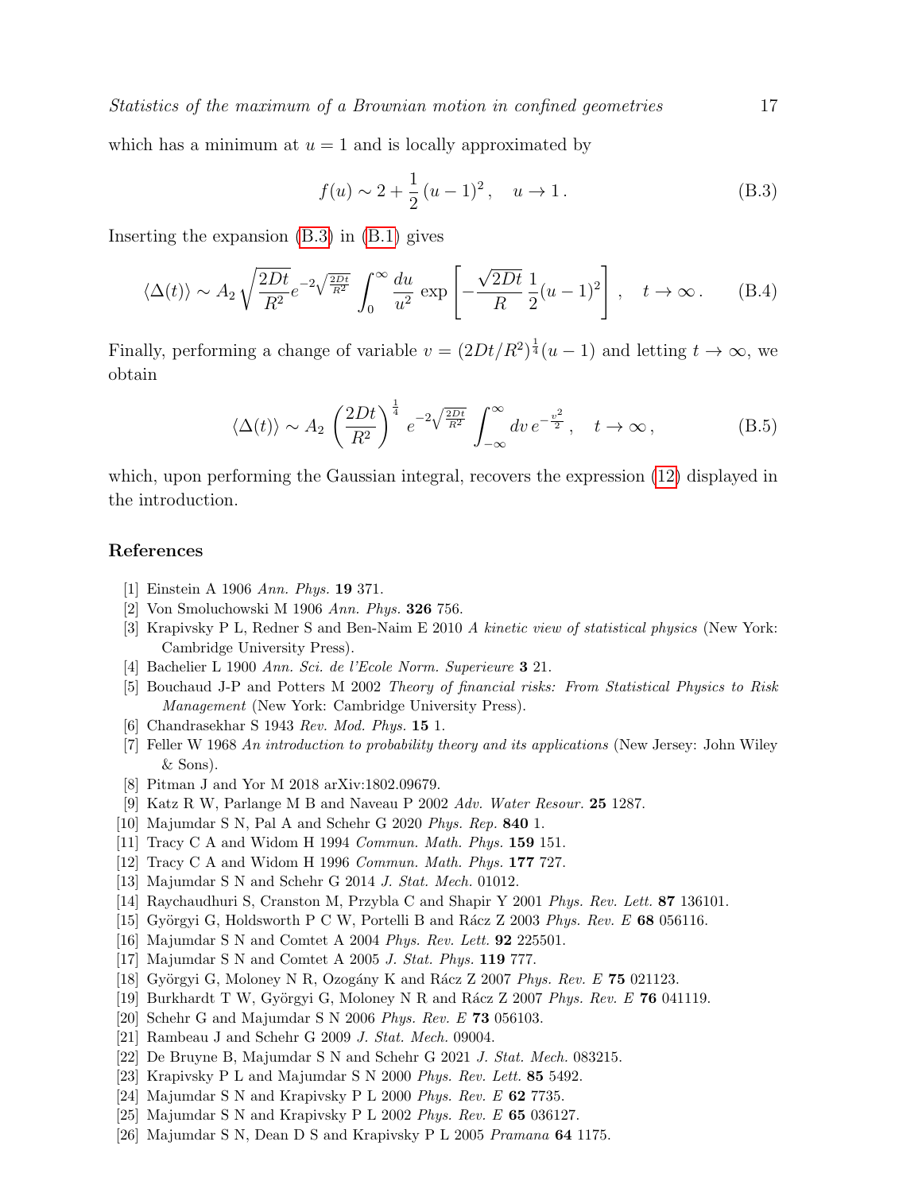which has a minimum at $u = 1$ and is locally approximated by

$$f(u) \sim 2 + \frac{1}{2}(u-1)^2 \,, \quad u \to 1 \,. \tag{B.3}$$

Inserting the expansion (B.3) in (B.1) gives

$$\langle \Delta(t) \rangle \sim A_2 \sqrt{\frac{2Dt}{R^2}} e^{-2\sqrt{\frac{2Dt}{R^2}}} \int_0^\infty \frac{du}{u^2} \exp\left[ -\frac{\sqrt{2Dt}}{R} \frac{1}{2}(u-1)^2 \right] , \quad t \to \infty \,. \tag{B.4}$$

Finally, performing a change of variable $v = (2Dt/R^2)^{\frac{1}{4}}(u-1)$ and letting $t \to \infty$, we obtain

$$\langle \Delta(t) \rangle \sim A_2 \left( \frac{2Dt}{R^2} \right)^{\frac{1}{4}} e^{-2\sqrt{\frac{2Dt}{R^2}}} \int_{-\infty}^{\infty} dv \, e^{-\frac{v^2}{2}} \,, \quad t \to \infty \,, \tag{B.5}$$

which, upon performing the Gaussian integral, recovers the expression (12) displayed in the introduction.

## References

[1] Einstein A 1906 *Ann. Phys.* **19** 371.
[2] Von Smoluchowski M 1906 *Ann. Phys.* **326** 756.
[3] Krapivsky P L, Redner S and Ben-Naim E 2010 *A kinetic view of statistical physics* (New York: Cambridge University Press).
[4] Bachelier L 1900 *Ann. Sci. de l'Ecole Norm. Superieure* **3** 21.
[5] Bouchaud J-P and Potters M 2002 *Theory of financial risks: From Statistical Physics to Risk Management* (New York: Cambridge University Press).
[6] Chandrasekhar S 1943 *Rev. Mod. Phys.* **15** 1.
[7] Feller W 1968 *An introduction to probability theory and its applications* (New Jersey: John Wiley & Sons).
[8] Pitman J and Yor M 2018 arXiv:1802.09679.
[9] Katz R W, Parlange M B and Naveau P 2002 *Adv. Water Resour.* **25** 1287.
[10] Majumdar S N, Pal A and Schehr G 2020 *Phys. Rep.* **840** 1.
[11] Tracy C A and Widom H 1994 *Commun. Math. Phys.* **159** 151.
[12] Tracy C A and Widom H 1996 *Commun. Math. Phys.* **177** 727.
[13] Majumdar S N and Schehr G 2014 *J. Stat. Mech.* 01012.
[14] Raychaudhuri S, Cranston M, Przybla C and Shapir Y 2001 *Phys. Rev. Lett.* **87** 136101.
[15] Györgyi G, Holdsworth P C W, Portelli B and Rácz Z 2003 *Phys. Rev. E* **68** 056116.
[16] Majumdar S N and Comtet A 2004 *Phys. Rev. Lett.* **92** 225501.
[17] Majumdar S N and Comtet A 2005 *J. Stat. Phys.* **119** 777.
[18] Györgyi G, Moloney N R, Ozogány K and Rácz Z 2007 *Phys. Rev. E* **75** 021123.
[19] Burkhardt T W, Györgyi G, Moloney N R and Rácz Z 2007 *Phys. Rev. E* **76** 041119.
[20] Schehr G and Majumdar S N 2006 *Phys. Rev. E* **73** 056103.
[21] Rambeau J and Schehr G 2009 *J. Stat. Mech.* 09004.
[22] De Bruyne B, Majumdar S N and Schehr G 2021 *J. Stat. Mech.* 083215.
[23] Krapivsky P L and Majumdar S N 2000 *Phys. Rev. Lett.* **85** 5492.
[24] Majumdar S N and Krapivsky P L 2000 *Phys. Rev. E* **62** 7735.
[25] Majumdar S N and Krapivsky P L 2002 *Phys. Rev. E* **65** 036127.
[26] Majumdar S N, Dean D S and Krapivsky P L 2005 *Pramana* **64** 1175.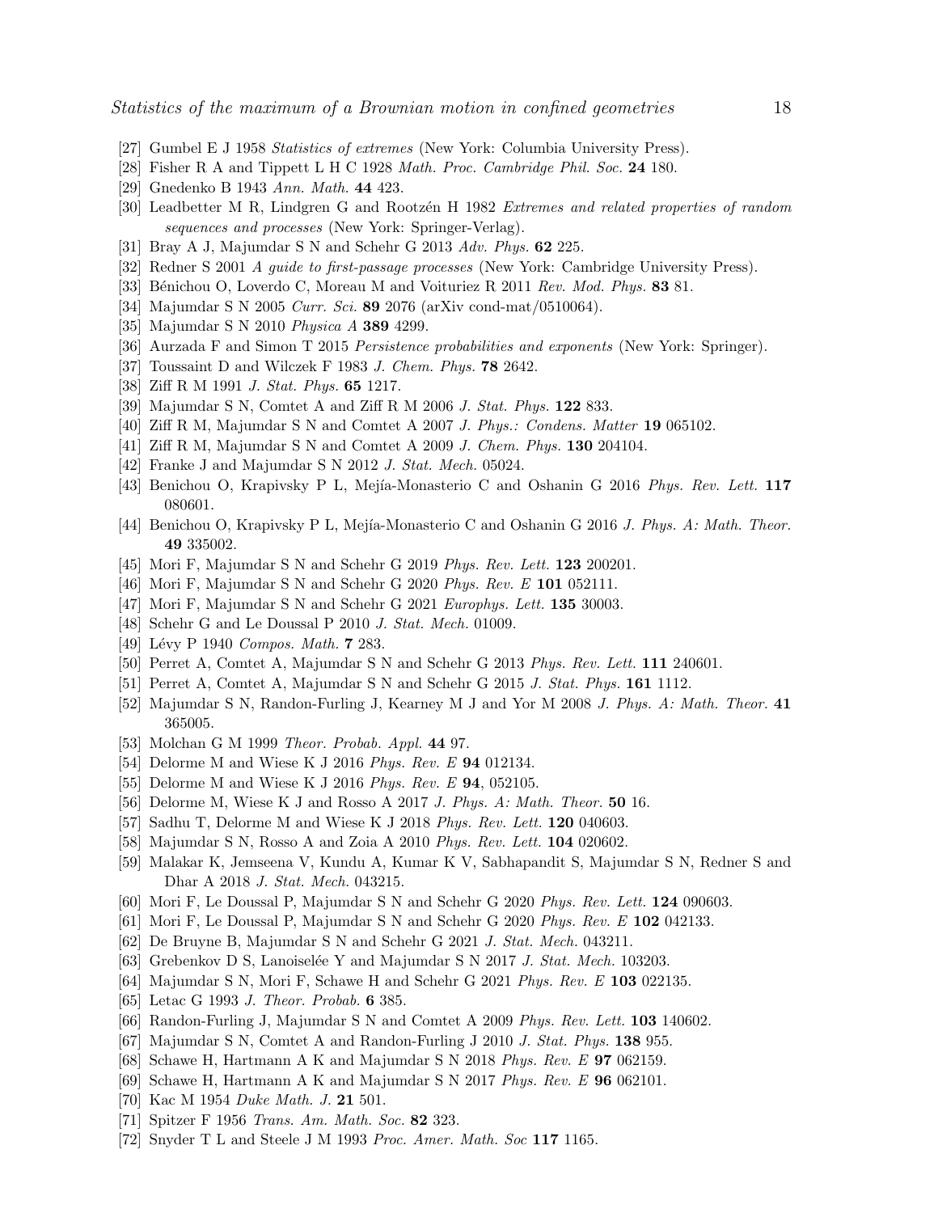[27] Gumbel E J 1958 *Statistics of extremes* (New York: Columbia University Press).

[28] Fisher R A and Tippett L H C 1928 *Math. Proc. Cambridge Phil. Soc.* **24** 180.

[29] Gnedenko B 1943 *Ann. Math.* **44** 423.

[30] Leadbetter M R, Lindgren G and Rootzén H 1982 *Extremes and related properties of random sequences and processes* (New York: Springer-Verlag).

[31] Bray A J, Majumdar S N and Schehr G 2013 *Adv. Phys.* **62** 225.

[32] Redner S 2001 *A guide to first-passage processes* (New York: Cambridge University Press).

[33] Bénichou O, Loverdo C, Moreau M and Voituriez R 2011 *Rev. Mod. Phys.* **83** 81.

[34] Majumdar S N 2005 *Curr. Sci.* **89** 2076 (arXiv cond-mat/0510064).

[35] Majumdar S N 2010 *Physica A* **389** 4299.

[36] Aurzada F and Simon T 2015 *Persistence probabilities and exponents* (New York: Springer).

[37] Toussaint D and Wilczek F 1983 *J. Chem. Phys.* **78** 2642.

[38] Ziff R M 1991 *J. Stat. Phys.* **65** 1217.

[39] Majumdar S N, Comtet A and Ziff R M 2006 *J. Stat. Phys.* **122** 833.

[40] Ziff R M, Majumdar S N and Comtet A 2007 *J. Phys.: Condens. Matter* **19** 065102.

[41] Ziff R M, Majumdar S N and Comtet A 2009 *J. Chem. Phys.* **130** 204104.

[42] Franke J and Majumdar S N 2012 *J. Stat. Mech.* 05024.

[43] Benichou O, Krapivsky P L, Mejía-Monasterio C and Oshanin G 2016 *Phys. Rev. Lett.* **117** 080601.

[44] Benichou O, Krapivsky P L, Mejía-Monasterio C and Oshanin G 2016 *J. Phys. A: Math. Theor.* **49** 335002.

[45] Mori F, Majumdar S N and Schehr G 2019 *Phys. Rev. Lett.* **123** 200201.

[46] Mori F, Majumdar S N and Schehr G 2020 *Phys. Rev. E* **101** 052111.

[47] Mori F, Majumdar S N and Schehr G 2021 *Europhys. Lett.* **135** 30003.

[48] Schehr G and Le Doussal P 2010 *J. Stat. Mech.* 01009.

[49] Lévy P 1940 *Compos. Math.* **7** 283.

[50] Perret A, Comtet A, Majumdar S N and Schehr G 2013 *Phys. Rev. Lett.* **111** 240601.

[51] Perret A, Comtet A, Majumdar S N and Schehr G 2015 *J. Stat. Phys.* **161** 1112.

[52] Majumdar S N, Randon-Furling J, Kearney M J and Yor M 2008 *J. Phys. A: Math. Theor.* **41** 365005.

[53] Molchan G M 1999 *Theor. Probab. Appl.* **44** 97.

[54] Delorme M and Wiese K J 2016 *Phys. Rev. E* **94** 012134.

[55] Delorme M and Wiese K J 2016 *Phys. Rev. E* **94**, 052105.

[56] Delorme M, Wiese K J and Rosso A 2017 *J. Phys. A: Math. Theor.* **50** 16.

[57] Sadhu T, Delorme M and Wiese K J 2018 *Phys. Rev. Lett.* **120** 040603.

[58] Majumdar S N, Rosso A and Zoia A 2010 *Phys. Rev. Lett.* **104** 020602.

[59] Malakar K, Jemseena V, Kundu A, Kumar K V, Sabhapandit S, Majumdar S N, Redner S and Dhar A 2018 *J. Stat. Mech.* 043215.

[60] Mori F, Le Doussal P, Majumdar S N and Schehr G 2020 *Phys. Rev. Lett.* **124** 090603.

[61] Mori F, Le Doussal P, Majumdar S N and Schehr G 2020 *Phys. Rev. E* **102** 042133.

[62] De Bruyne B, Majumdar S N and Schehr G 2021 *J. Stat. Mech.* 043211.

[63] Grebenkov D S, Lanoiselée Y and Majumdar S N 2017 *J. Stat. Mech.* 103203.

[64] Majumdar S N, Mori F, Schawe H and Schehr G 2021 *Phys. Rev. E* **103** 022135.

[65] Letac G 1993 *J. Theor. Probab.* **6** 385.

[66] Randon-Furling J, Majumdar S N and Comtet A 2009 *Phys. Rev. Lett.* **103** 140602.

[67] Majumdar S N, Comtet A and Randon-Furling J 2010 *J. Stat. Phys.* **138** 955.

[68] Schawe H, Hartmann A K and Majumdar S N 2018 *Phys. Rev. E* **97** 062159.

[69] Schawe H, Hartmann A K and Majumdar S N 2017 *Phys. Rev. E* **96** 062101.

[70] Kac M 1954 *Duke Math. J.* **21** 501.

[71] Spitzer F 1956 *Trans. Am. Math. Soc.* **82** 323.

[72] Snyder T L and Steele J M 1993 *Proc. Amer. Math. Soc* **117** 1165.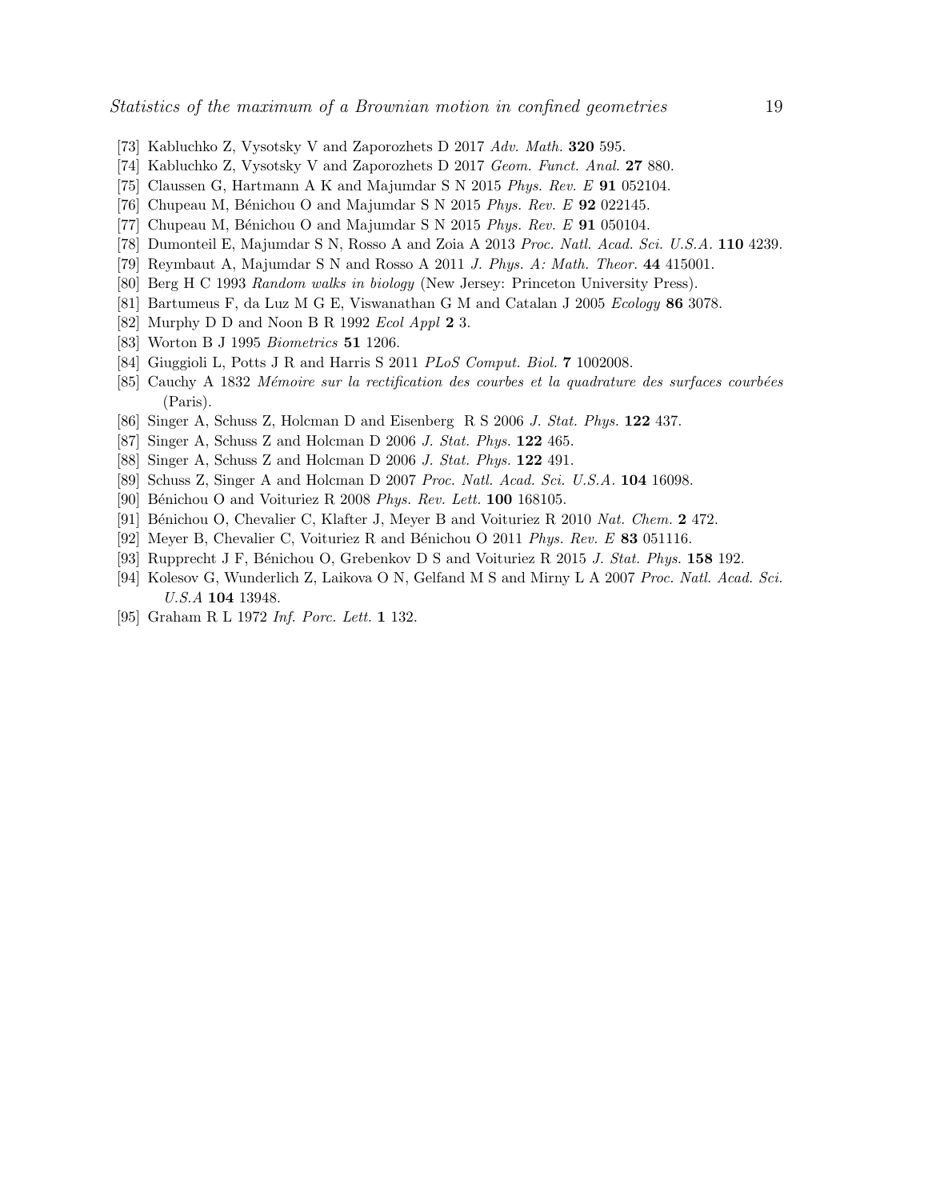[73] Kabluchko Z, Vysotsky V and Zaporozhets D 2017 *Adv. Math.* **320** 595.

[74] Kabluchko Z, Vysotsky V and Zaporozhets D 2017 *Geom. Funct. Anal.* **27** 880.

[75] Claussen G, Hartmann A K and Majumdar S N 2015 *Phys. Rev. E* **91** 052104.

[76] Chupeau M, Bénichou O and Majumdar S N 2015 *Phys. Rev. E* **92** 022145.

[77] Chupeau M, Bénichou O and Majumdar S N 2015 *Phys. Rev. E* **91** 050104.

[78] Dumonteil E, Majumdar S N, Rosso A and Zoia A 2013 *Proc. Natl. Acad. Sci. U.S.A.* **110** 4239.

[79] Reymbaut A, Majumdar S N and Rosso A 2011 *J. Phys. A: Math. Theor.* **44** 415001.

[80] Berg H C 1993 *Random walks in biology* (New Jersey: Princeton University Press).

[81] Bartumeus F, da Luz M G E, Viswanathan G M and Catalan J 2005 *Ecology* **86** 3078.

[82] Murphy D D and Noon B R 1992 *Ecol Appl* **2** 3.

[83] Worton B J 1995 *Biometrics* **51** 1206.

[84] Giuggioli L, Potts J R and Harris S 2011 *PLoS Comput. Biol.* **7** 1002008.

[85] Cauchy A 1832 *Mémoire sur la rectification des courbes et la quadrature des surfaces courbées* (Paris).

[86] Singer A, Schuss Z, Holcman D and Eisenberg R S 2006 *J. Stat. Phys.* **122** 437.

[87] Singer A, Schuss Z and Holcman D 2006 *J. Stat. Phys.* **122** 465.

[88] Singer A, Schuss Z and Holcman D 2006 *J. Stat. Phys.* **122** 491.

[89] Schuss Z, Singer A and Holcman D 2007 *Proc. Natl. Acad. Sci. U.S.A.* **104** 16098.

[90] Bénichou O and Voituriez R 2008 *Phys. Rev. Lett.* **100** 168105.

[91] Bénichou O, Chevalier C, Klafter J, Meyer B and Voituriez R 2010 *Nat. Chem.* **2** 472.

[92] Meyer B, Chevalier C, Voituriez R and Bénichou O 2011 *Phys. Rev. E* **83** 051116.

[93] Rupprecht J F, Bénichou O, Grebenkov D S and Voituriez R 2015 *J. Stat. Phys.* **158** 192.

[94] Kolesov G, Wunderlich Z, Laikova O N, Gelfand M S and Mirny L A 2007 *Proc. Natl. Acad. Sci. U.S.A* **104** 13948.

[95] Graham R L 1972 *Inf. Porc. Lett.* **1** 132.